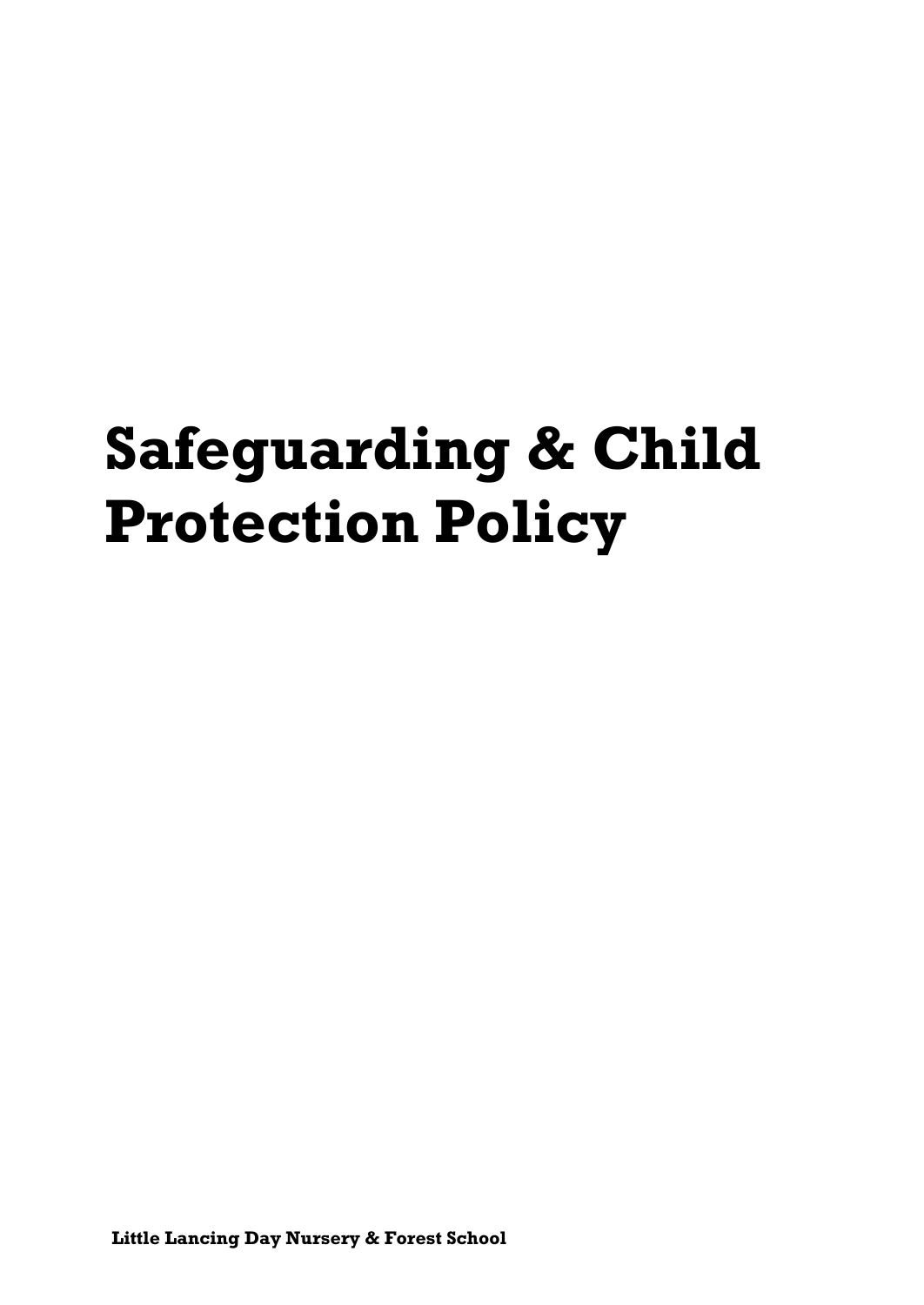# Safeguarding & Child Protection Policy

**Little Lancing Day Nursery & Forest School**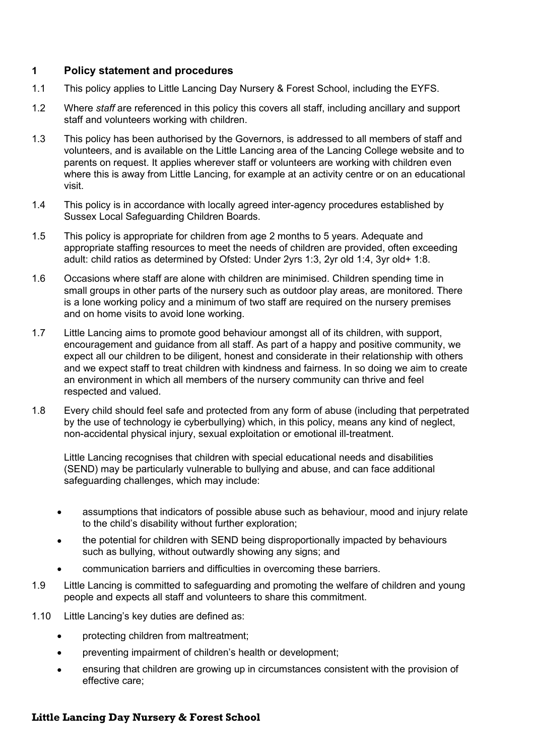## 1 Policy statement and procedures

1.1 This policy applies to Little Lancing Day Nursery & Forest School, including the EYFS.

1.2 Where *staff* are referenced in this policy this covers all staff, including ancillary and support staff and volunteers working with children.

1.3 This policy has been authorised by the Governors, is addressed to all members of staff and volunteers, and is available on the Little Lancing area of the Lancing College website and to parents on request. It applies wherever staff or volunteers are working with children even where this is away from Little Lancing, for example at an activity centre or on an educational visit.

1.4 This policy is in accordance with locally agreed inter-agency procedures established by Sussex Local Safeguarding Children Boards.

1.5 This policy is appropriate for children from age 2 months to 5 years. Adequate and appropriate staffing resources to meet the needs of children are provided, often exceeding adult: child ratios as determined by Ofsted: Under 2yrs 1:3, 2yr old 1:4, 3yr old+ 1:8.

1.6 Occasions where staff are alone with children are minimised. Children spending time in small groups in other parts of the nursery such as outdoor play areas, are monitored. There is a lone working policy and a minimum of two staff are required on the nursery premises and on home visits to avoid lone working.

1.7 Little Lancing aims to promote good behaviour amongst all of its children, with support, encouragement and guidance from all staff. As part of a happy and positive community, we expect all our children to be diligent, honest and considerate in their relationship with others and we expect staff to treat children with kindness and fairness. In so doing we aim to create an environment in which all members of the nursery community can thrive and feel respected and valued.

1.8 Every child should feel safe and protected from any form of abuse (including that perpetrated by the use of technology ie cyberbullying) which, in this policy, means any kind of neglect, non-accidental physical injury, sexual exploitation or emotional ill-treatment.

Little Lancing recognises that children with special educational needs and disabilities (SEND) may be particularly vulnerable to bullying and abuse, and can face additional safeguarding challenges, which may include:

- assumptions that indicators of possible abuse such as behaviour, mood and injury relate to the child's disability without further exploration;
- the potential for children with SEND being disproportionally impacted by behaviours such as bullying, without outwardly showing any signs; and
- communication barriers and difficulties in overcoming these barriers.

1.9 Little Lancing is committed to safeguarding and promoting the welfare of children and young people and expects all staff and volunteers to share this commitment.

1.10 Little Lancing's key duties are defined as:

- protecting children from maltreatment;
- preventing impairment of children's health or development;
- ensuring that children are growing up in circumstances consistent with the provision of effective care;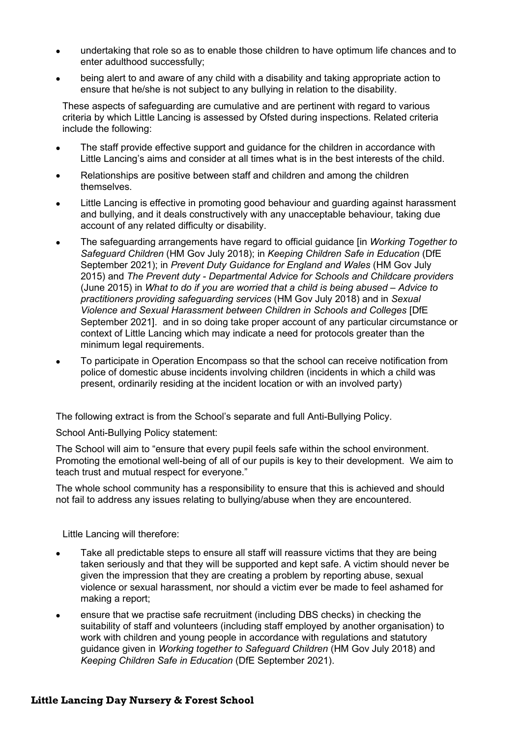- undertaking that role so as to enable those children to have optimum life chances and to enter adulthood successfully;
- being alert to and aware of any child with a disability and taking appropriate action to ensure that he/she is not subject to any bullying in relation to the disability.

These aspects of safeguarding are cumulative and are pertinent with regard to various criteria by which Little Lancing is assessed by Ofsted during inspections. Related criteria include the following:

- The staff provide effective support and guidance for the children in accordance with Little Lancing's aims and consider at all times what is in the best interests of the child.
- Relationships are positive between staff and children and among the children themselves.
- Little Lancing is effective in promoting good behaviour and guarding against harassment and bullying, and it deals constructively with any unacceptable behaviour, taking due account of any related difficulty or disability.
- The safeguarding arrangements have regard to official guidance [in *Working Together to Safeguard Children* (HM Gov July 2018); in *Keeping Children Safe in Education* (DfE September 2021); in *Prevent Duty Guidance for England and Wales* (HM Gov July 2015) and *The Prevent duty - Departmental Advice for Schools and Childcare providers* (June 2015) in *What to do if you are worried that a child is being abused – Advice to practitioners providing safeguarding services* (HM Gov July 2018) and in *Sexual Violence and Sexual Harassment between Children in Schools and Colleges* [DfE September 2021]. and in so doing take proper account of any particular circumstance or context of Little Lancing which may indicate a need for protocols greater than the minimum legal requirements.
- To participate in Operation Encompass so that the school can receive notification from police of domestic abuse incidents involving children (incidents in which a child was present, ordinarily residing at the incident location or with an involved party)

The following extract is from the School's separate and full Anti-Bullying Policy.

School Anti-Bullying Policy statement:

The School will aim to "ensure that every pupil feels safe within the school environment. Promoting the emotional well-being of all of our pupils is key to their development. We aim to teach trust and mutual respect for everyone."

The whole school community has a responsibility to ensure that this is achieved and should not fail to address any issues relating to bullying/abuse when they are encountered.

Little Lancing will therefore:

- Take all predictable steps to ensure all staff will reassure victims that they are being taken seriously and that they will be supported and kept safe. A victim should never be given the impression that they are creating a problem by reporting abuse, sexual violence or sexual harassment, nor should a victim ever be made to feel ashamed for making a report;
- ensure that we practise safe recruitment (including DBS checks) in checking the suitability of staff and volunteers (including staff employed by another organisation) to work with children and young people in accordance with regulations and statutory guidance given in *Working together to Safeguard Children* (HM Gov July 2018) and *Keeping Children Safe in Education* (DfE September 2021).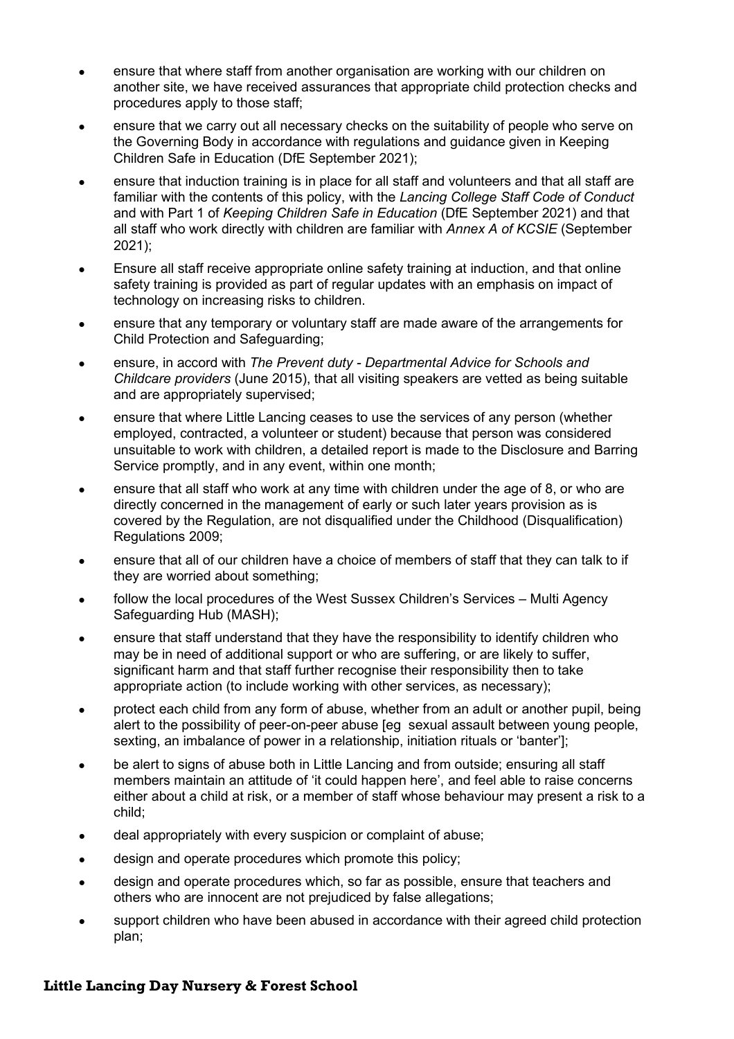- ensure that where staff from another organisation are working with our children on another site, we have received assurances that appropriate child protection checks and procedures apply to those staff;
- ensure that we carry out all necessary checks on the suitability of people who serve on the Governing Body in accordance with regulations and guidance given in Keeping Children Safe in Education (DfE September 2021);
- ensure that induction training is in place for all staff and volunteers and that all staff are familiar with the contents of this policy, with the *Lancing College Staff Code of Conduct* and with Part 1 of *Keeping Children Safe in Education* (DfE September 2021) and that all staff who work directly with children are familiar with *Annex A of KCSIE* (September 2021);
- Ensure all staff receive appropriate online safety training at induction, and that online safety training is provided as part of regular updates with an emphasis on impact of technology on increasing risks to children.
- ensure that any temporary or voluntary staff are made aware of the arrangements for Child Protection and Safeguarding;
- ensure, in accord with *The Prevent duty - Departmental Advice for Schools and Childcare providers* (June 2015), that all visiting speakers are vetted as being suitable and are appropriately supervised;
- ensure that where Little Lancing ceases to use the services of any person (whether employed, contracted, a volunteer or student) because that person was considered unsuitable to work with children, a detailed report is made to the Disclosure and Barring Service promptly, and in any event, within one month;
- ensure that all staff who work at any time with children under the age of 8, or who are directly concerned in the management of early or such later years provision as is covered by the Regulation, are not disqualified under the Childhood (Disqualification) Regulations 2009;
- ensure that all of our children have a choice of members of staff that they can talk to if they are worried about something;
- follow the local procedures of the West Sussex Children's Services – Multi Agency Safeguarding Hub (MASH);
- ensure that staff understand that they have the responsibility to identify children who may be in need of additional support or who are suffering, or are likely to suffer, significant harm and that staff further recognise their responsibility then to take appropriate action (to include working with other services, as necessary);
- protect each child from any form of abuse, whether from an adult or another pupil, being alert to the possibility of peer-on-peer abuse [eg sexual assault between young people, sexting, an imbalance of power in a relationship, initiation rituals or 'banter'];
- be alert to signs of abuse both in Little Lancing and from outside; ensuring all staff members maintain an attitude of 'it could happen here', and feel able to raise concerns either about a child at risk, or a member of staff whose behaviour may present a risk to a child;
- deal appropriately with every suspicion or complaint of abuse;
- design and operate procedures which promote this policy;
- design and operate procedures which, so far as possible, ensure that teachers and others who are innocent are not prejudiced by false allegations;
- support children who have been abused in accordance with their agreed child protection plan;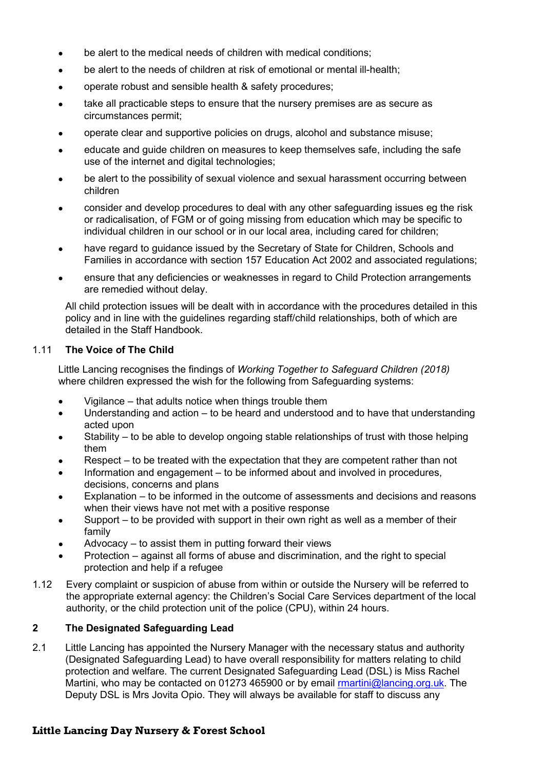- be alert to the medical needs of children with medical conditions;
- be alert to the needs of children at risk of emotional or mental ill-health;
- operate robust and sensible health & safety procedures;
- take all practicable steps to ensure that the nursery premises are as secure as circumstances permit;
- operate clear and supportive policies on drugs, alcohol and substance misuse;
- educate and guide children on measures to keep themselves safe, including the safe use of the internet and digital technologies;
- be alert to the possibility of sexual violence and sexual harassment occurring between children
- consider and develop procedures to deal with any other safeguarding issues eg the risk or radicalisation, of FGM or of going missing from education which may be specific to individual children in our school or in our local area, including cared for children;
- have regard to guidance issued by the Secretary of State for Children, Schools and Families in accordance with section 157 Education Act 2002 and associated regulations;
- ensure that any deficiencies or weaknesses in regard to Child Protection arrangements are remedied without delay.

All child protection issues will be dealt with in accordance with the procedures detailed in this policy and in line with the guidelines regarding staff/child relationships, both of which are detailed in the Staff Handbook.

### 1.11 The Voice of The Child

Little Lancing recognises the findings of *Working Together to Safeguard Children (2018)* where children expressed the wish for the following from Safeguarding systems:

- Vigilance – that adults notice when things trouble them
- Understanding and action – to be heard and understood and to have that understanding acted upon
- Stability – to be able to develop ongoing stable relationships of trust with those helping them
- Respect – to be treated with the expectation that they are competent rather than not
- Information and engagement – to be informed about and involved in procedures, decisions, concerns and plans
- Explanation – to be informed in the outcome of assessments and decisions and reasons when their views have not met with a positive response
- Support – to be provided with support in their own right as well as a member of their family
- Advocacy – to assist them in putting forward their views
- Protection – against all forms of abuse and discrimination, and the right to special protection and help if a refugee

1.12 Every complaint or suspicion of abuse from within or outside the Nursery will be referred to the appropriate external agency: the Children's Social Care Services department of the local authority, or the child protection unit of the police (CPU), within 24 hours.

## 2 The Designated Safeguarding Lead

2.1 Little Lancing has appointed the Nursery Manager with the necessary status and authority (Designated Safeguarding Lead) to have overall responsibility for matters relating to child protection and welfare. The current Designated Safeguarding Lead (DSL) is Miss Rachel Martini, who may be contacted on 01273 465900 or by email rmartini@lancing.org.uk. The Deputy DSL is Mrs Jovita Opio. They will always be available for staff to discuss any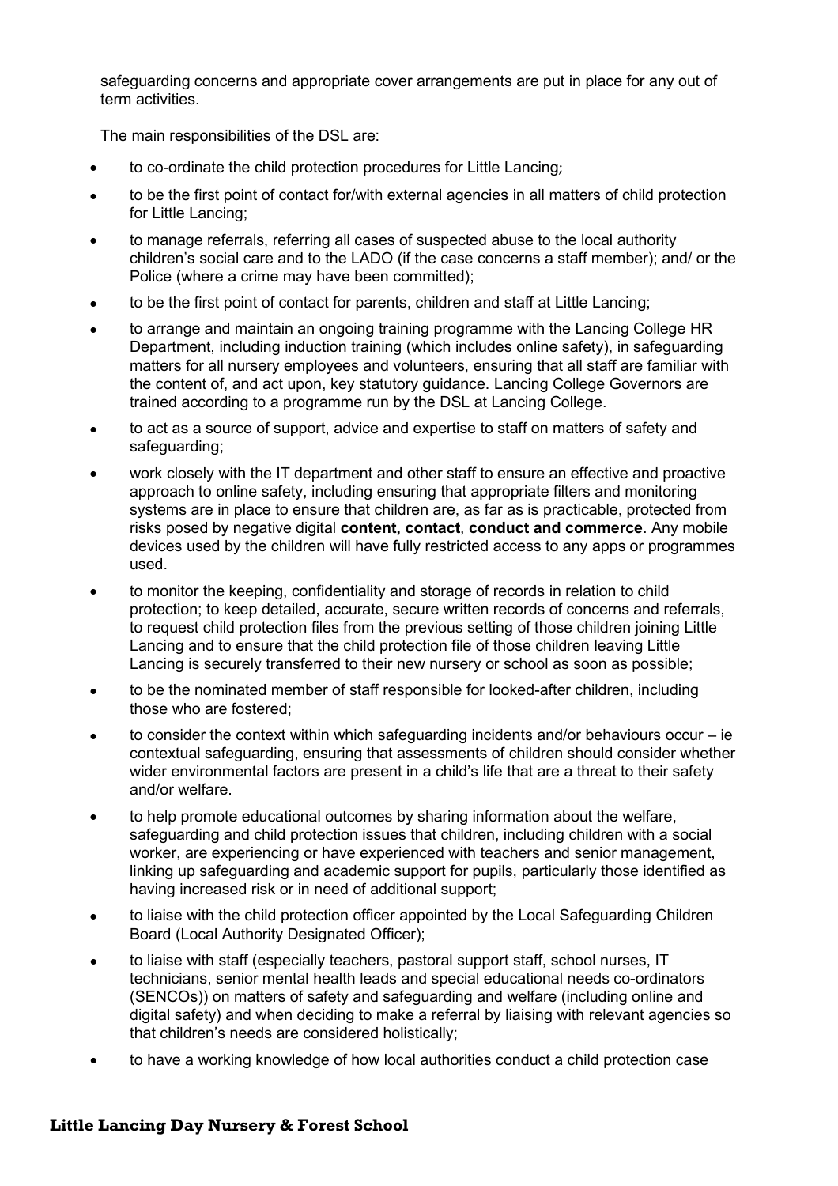safeguarding concerns and appropriate cover arrangements are put in place for any out of term activities.

The main responsibilities of the DSL are:

- to co-ordinate the child protection procedures for Little Lancing*;*
- to be the first point of contact for/with external agencies in all matters of child protection for Little Lancing;
- to manage referrals, referring all cases of suspected abuse to the local authority children's social care and to the LADO (if the case concerns a staff member); and/ or the Police (where a crime may have been committed);
- to be the first point of contact for parents, children and staff at Little Lancing;
- to arrange and maintain an ongoing training programme with the Lancing College HR Department, including induction training (which includes online safety), in safeguarding matters for all nursery employees and volunteers, ensuring that all staff are familiar with the content of, and act upon, key statutory guidance. Lancing College Governors are trained according to a programme run by the DSL at Lancing College.
- to act as a source of support, advice and expertise to staff on matters of safety and safeguarding;
- work closely with the IT department and other staff to ensure an effective and proactive approach to online safety, including ensuring that appropriate filters and monitoring systems are in place to ensure that children are, as far as is practicable, protected from risks posed by negative digital **content, contact**, **conduct and commerce**. Any mobile devices used by the children will have fully restricted access to any apps or programmes used.
- to monitor the keeping, confidentiality and storage of records in relation to child protection; to keep detailed, accurate, secure written records of concerns and referrals, to request child protection files from the previous setting of those children joining Little Lancing and to ensure that the child protection file of those children leaving Little Lancing is securely transferred to their new nursery or school as soon as possible;
- to be the nominated member of staff responsible for looked-after children, including those who are fostered;
- to consider the context within which safeguarding incidents and/or behaviours occur – ie contextual safeguarding, ensuring that assessments of children should consider whether wider environmental factors are present in a child's life that are a threat to their safety and/or welfare.
- to help promote educational outcomes by sharing information about the welfare, safeguarding and child protection issues that children, including children with a social worker, are experiencing or have experienced with teachers and senior management, linking up safeguarding and academic support for pupils, particularly those identified as having increased risk or in need of additional support;
- to liaise with the child protection officer appointed by the Local Safeguarding Children Board (Local Authority Designated Officer);
- to liaise with staff (especially teachers, pastoral support staff, school nurses, IT technicians, senior mental health leads and special educational needs co-ordinators (SENCOs)) on matters of safety and safeguarding and welfare (including online and digital safety) and when deciding to make a referral by liaising with relevant agencies so that children's needs are considered holistically;
- to have a working knowledge of how local authorities conduct a child protection case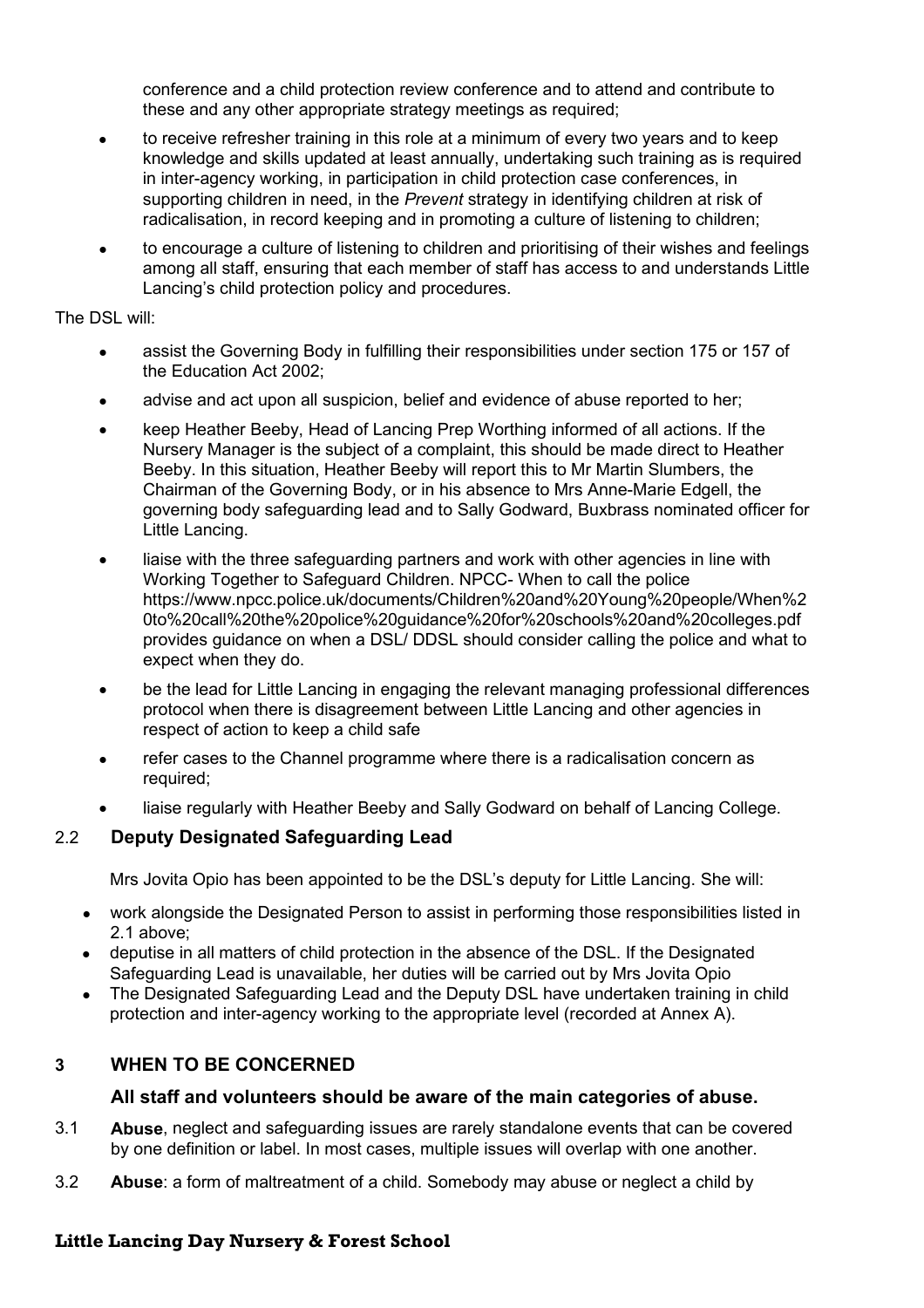conference and a child protection review conference and to attend and contribute to these and any other appropriate strategy meetings as required;

- to receive refresher training in this role at a minimum of every two years and to keep knowledge and skills updated at least annually, undertaking such training as is required in inter-agency working, in participation in child protection case conferences, in supporting children in need, in the *Prevent* strategy in identifying children at risk of radicalisation, in record keeping and in promoting a culture of listening to children;
- to encourage a culture of listening to children and prioritising of their wishes and feelings among all staff, ensuring that each member of staff has access to and understands Little Lancing's child protection policy and procedures.

The DSL will:

- assist the Governing Body in fulfilling their responsibilities under section 175 or 157 of the Education Act 2002;
- advise and act upon all suspicion, belief and evidence of abuse reported to her;
- keep Heather Beeby, Head of Lancing Prep Worthing informed of all actions. If the Nursery Manager is the subject of a complaint, this should be made direct to Heather Beeby. In this situation, Heather Beeby will report this to Mr Martin Slumbers, the Chairman of the Governing Body, or in his absence to Mrs Anne-Marie Edgell, the governing body safeguarding lead and to Sally Godward, Buxbrass nominated officer for Little Lancing.
- liaise with the three safeguarding partners and work with other agencies in line with Working Together to Safeguard Children. NPCC- When to call the police https://www.npcc.police.uk/documents/Children%20and%20Young%20people/When%20to%20call%20the%20police%20guidance%20for%20schools%20and%20colleges.pdf provides guidance on when a DSL/ DDSL should consider calling the police and what to expect when they do.
- be the lead for Little Lancing in engaging the relevant managing professional differences protocol when there is disagreement between Little Lancing and other agencies in respect of action to keep a child safe
- refer cases to the Channel programme where there is a radicalisation concern as required;
- liaise regularly with Heather Beeby and Sally Godward on behalf of Lancing College.

### 2.2 Deputy Designated Safeguarding Lead

Mrs Jovita Opio has been appointed to be the DSL's deputy for Little Lancing. She will:

- work alongside the Designated Person to assist in performing those responsibilities listed in 2.1 above;
- deputise in all matters of child protection in the absence of the DSL. If the Designated Safeguarding Lead is unavailable, her duties will be carried out by Mrs Jovita Opio
- The Designated Safeguarding Lead and the Deputy DSL have undertaken training in child protection and inter-agency working to the appropriate level (recorded at Annex A).

## 3 WHEN TO BE CONCERNED

**All staff and volunteers should be aware of the main categories of abuse.**

3.1 **Abuse**, neglect and safeguarding issues are rarely standalone events that can be covered by one definition or label. In most cases, multiple issues will overlap with one another.

3.2 **Abuse**: a form of maltreatment of a child. Somebody may abuse or neglect a child by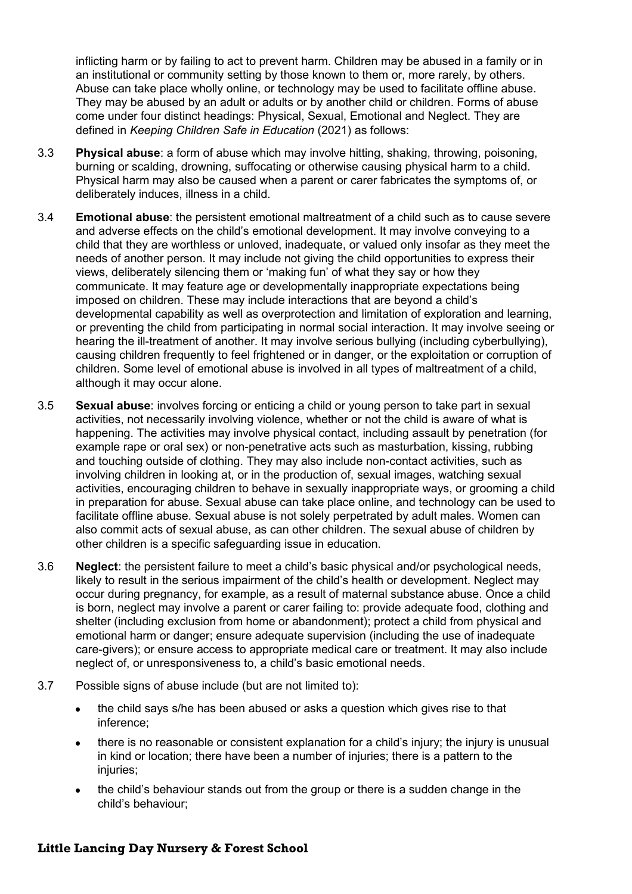inflicting harm or by failing to act to prevent harm. Children may be abused in a family or in an institutional or community setting by those known to them or, more rarely, by others. Abuse can take place wholly online, or technology may be used to facilitate offline abuse. They may be abused by an adult or adults or by another child or children. Forms of abuse come under four distinct headings: Physical, Sexual, Emotional and Neglect. They are defined in *Keeping Children Safe in Education* (2021) as follows:

3.3 **Physical abuse**: a form of abuse which may involve hitting, shaking, throwing, poisoning, burning or scalding, drowning, suffocating or otherwise causing physical harm to a child. Physical harm may also be caused when a parent or carer fabricates the symptoms of, or deliberately induces, illness in a child.

3.4 **Emotional abuse**: the persistent emotional maltreatment of a child such as to cause severe and adverse effects on the child's emotional development. It may involve conveying to a child that they are worthless or unloved, inadequate, or valued only insofar as they meet the needs of another person. It may include not giving the child opportunities to express their views, deliberately silencing them or 'making fun' of what they say or how they communicate. It may feature age or developmentally inappropriate expectations being imposed on children. These may include interactions that are beyond a child's developmental capability as well as overprotection and limitation of exploration and learning, or preventing the child from participating in normal social interaction. It may involve seeing or hearing the ill-treatment of another. It may involve serious bullying (including cyberbullying), causing children frequently to feel frightened or in danger, or the exploitation or corruption of children. Some level of emotional abuse is involved in all types of maltreatment of a child, although it may occur alone.

3.5 **Sexual abuse**: involves forcing or enticing a child or young person to take part in sexual activities, not necessarily involving violence, whether or not the child is aware of what is happening. The activities may involve physical contact, including assault by penetration (for example rape or oral sex) or non-penetrative acts such as masturbation, kissing, rubbing and touching outside of clothing. They may also include non-contact activities, such as involving children in looking at, or in the production of, sexual images, watching sexual activities, encouraging children to behave in sexually inappropriate ways, or grooming a child in preparation for abuse. Sexual abuse can take place online, and technology can be used to facilitate offline abuse. Sexual abuse is not solely perpetrated by adult males. Women can also commit acts of sexual abuse, as can other children. The sexual abuse of children by other children is a specific safeguarding issue in education.

3.6 **Neglect**: the persistent failure to meet a child's basic physical and/or psychological needs, likely to result in the serious impairment of the child's health or development. Neglect may occur during pregnancy, for example, as a result of maternal substance abuse. Once a child is born, neglect may involve a parent or carer failing to: provide adequate food, clothing and shelter (including exclusion from home or abandonment); protect a child from physical and emotional harm or danger; ensure adequate supervision (including the use of inadequate care-givers); or ensure access to appropriate medical care or treatment. It may also include neglect of, or unresponsiveness to, a child's basic emotional needs.

3.7 Possible signs of abuse include (but are not limited to):

- the child says s/he has been abused or asks a question which gives rise to that inference;
- there is no reasonable or consistent explanation for a child's injury; the injury is unusual in kind or location; there have been a number of injuries; there is a pattern to the injuries;
- the child's behaviour stands out from the group or there is a sudden change in the child's behaviour;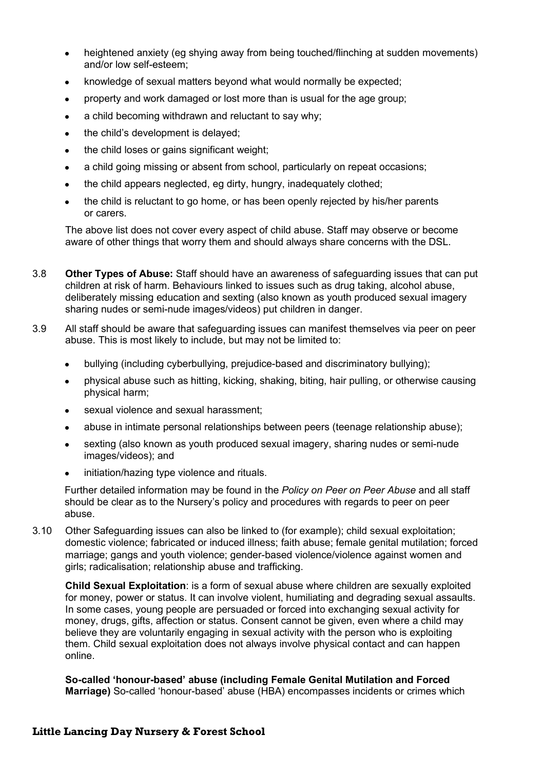- heightened anxiety (eg shying away from being touched/flinching at sudden movements) and/or low self-esteem;
- knowledge of sexual matters beyond what would normally be expected;
- property and work damaged or lost more than is usual for the age group;
- a child becoming withdrawn and reluctant to say why;
- the child's development is delayed;
- the child loses or gains significant weight;
- a child going missing or absent from school, particularly on repeat occasions;
- the child appears neglected, eg dirty, hungry, inadequately clothed;
- the child is reluctant to go home, or has been openly rejected by his/her parents or carers.

The above list does not cover every aspect of child abuse. Staff may observe or become aware of other things that worry them and should always share concerns with the DSL.

3.8 **Other Types of Abuse:** Staff should have an awareness of safeguarding issues that can put children at risk of harm. Behaviours linked to issues such as drug taking, alcohol abuse, deliberately missing education and sexting (also known as youth produced sexual imagery sharing nudes or semi-nude images/videos) put children in danger.

3.9 All staff should be aware that safeguarding issues can manifest themselves via peer on peer abuse. This is most likely to include, but may not be limited to:

- bullying (including cyberbullying, prejudice-based and discriminatory bullying);
- physical abuse such as hitting, kicking, shaking, biting, hair pulling, or otherwise causing physical harm;
- sexual violence and sexual harassment;
- abuse in intimate personal relationships between peers (teenage relationship abuse);
- sexting (also known as youth produced sexual imagery, sharing nudes or semi-nude images/videos); and
- initiation/hazing type violence and rituals.

Further detailed information may be found in the *Policy on Peer on Peer Abuse* and all staff should be clear as to the Nursery's policy and procedures with regards to peer on peer abuse.

3.10 Other Safeguarding issues can also be linked to (for example); child sexual exploitation; domestic violence; fabricated or induced illness; faith abuse; female genital mutilation; forced marriage; gangs and youth violence; gender-based violence/violence against women and girls; radicalisation; relationship abuse and trafficking.

**Child Sexual Exploitation**: is a form of sexual abuse where children are sexually exploited for money, power or status. It can involve violent, humiliating and degrading sexual assaults. In some cases, young people are persuaded or forced into exchanging sexual activity for money, drugs, gifts, affection or status. Consent cannot be given, even where a child may believe they are voluntarily engaging in sexual activity with the person who is exploiting them. Child sexual exploitation does not always involve physical contact and can happen online.

**So-called 'honour-based' abuse (including Female Genital Mutilation and Forced Marriage)** So-called 'honour-based' abuse (HBA) encompasses incidents or crimes which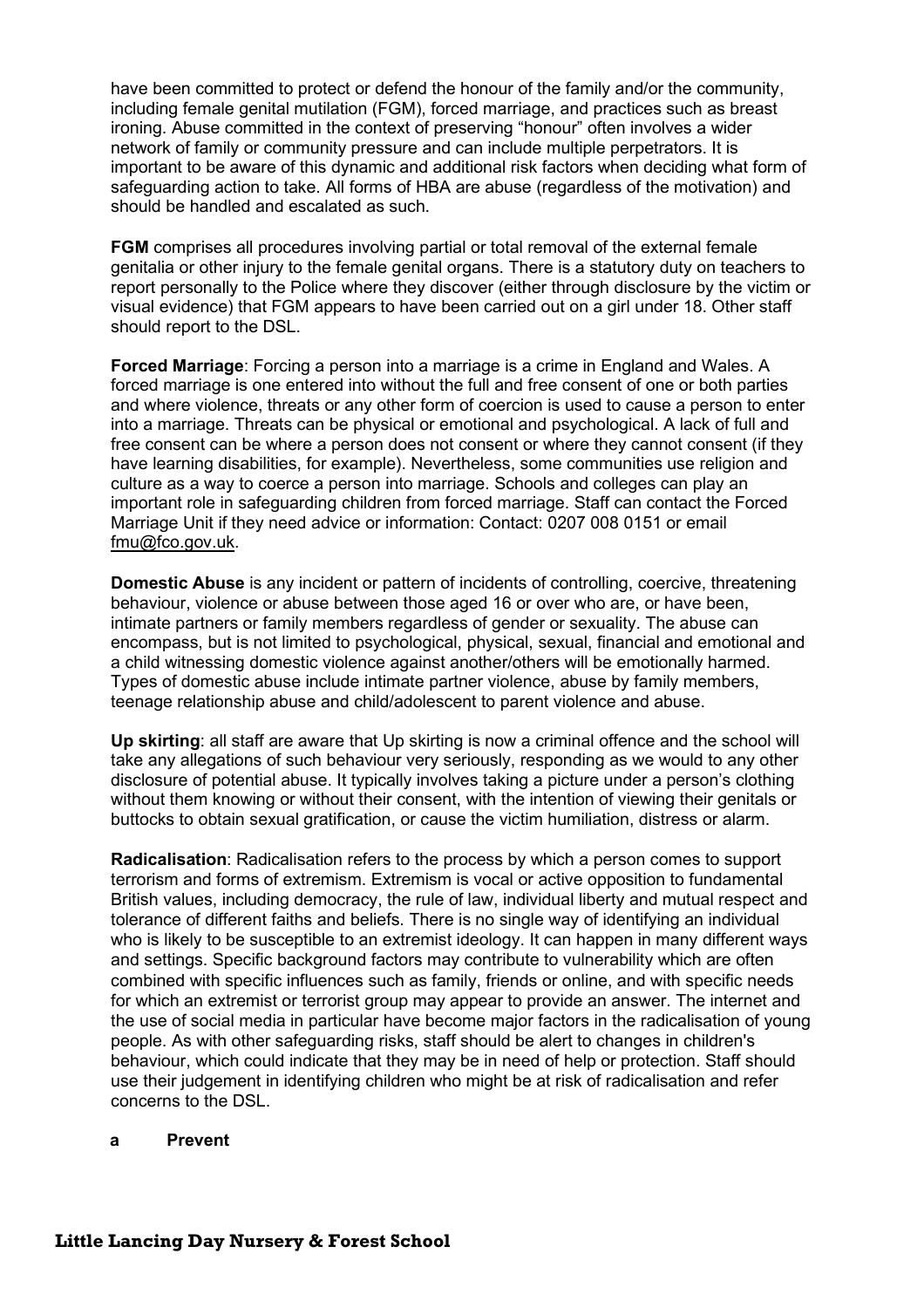have been committed to protect or defend the honour of the family and/or the community, including female genital mutilation (FGM), forced marriage, and practices such as breast ironing. Abuse committed in the context of preserving "honour" often involves a wider network of family or community pressure and can include multiple perpetrators. It is important to be aware of this dynamic and additional risk factors when deciding what form of safeguarding action to take. All forms of HBA are abuse (regardless of the motivation) and should be handled and escalated as such.

**FGM** comprises all procedures involving partial or total removal of the external female genitalia or other injury to the female genital organs. There is a statutory duty on teachers to report personally to the Police where they discover (either through disclosure by the victim or visual evidence) that FGM appears to have been carried out on a girl under 18. Other staff should report to the DSL.

**Forced Marriage**: Forcing a person into a marriage is a crime in England and Wales. A forced marriage is one entered into without the full and free consent of one or both parties and where violence, threats or any other form of coercion is used to cause a person to enter into a marriage. Threats can be physical or emotional and psychological. A lack of full and free consent can be where a person does not consent or where they cannot consent (if they have learning disabilities, for example). Nevertheless, some communities use religion and culture as a way to coerce a person into marriage. Schools and colleges can play an important role in safeguarding children from forced marriage. Staff can contact the Forced Marriage Unit if they need advice or information: Contact: 0207 008 0151 or email fmu@fco.gov.uk.

**Domestic Abuse** is any incident or pattern of incidents of controlling, coercive, threatening behaviour, violence or abuse between those aged 16 or over who are, or have been, intimate partners or family members regardless of gender or sexuality. The abuse can encompass, but is not limited to psychological, physical, sexual, financial and emotional and a child witnessing domestic violence against another/others will be emotionally harmed. Types of domestic abuse include intimate partner violence, abuse by family members, teenage relationship abuse and child/adolescent to parent violence and abuse.

**Up skirting**: all staff are aware that Up skirting is now a criminal offence and the school will take any allegations of such behaviour very seriously, responding as we would to any other disclosure of potential abuse. It typically involves taking a picture under a person's clothing without them knowing or without their consent, with the intention of viewing their genitals or buttocks to obtain sexual gratification, or cause the victim humiliation, distress or alarm.

**Radicalisation**: Radicalisation refers to the process by which a person comes to support terrorism and forms of extremism. Extremism is vocal or active opposition to fundamental British values, including democracy, the rule of law, individual liberty and mutual respect and tolerance of different faiths and beliefs. There is no single way of identifying an individual who is likely to be susceptible to an extremist ideology. It can happen in many different ways and settings. Specific background factors may contribute to vulnerability which are often combined with specific influences such as family, friends or online, and with specific needs for which an extremist or terrorist group may appear to provide an answer. The internet and the use of social media in particular have become major factors in the radicalisation of young people. As with other safeguarding risks, staff should be alert to changes in children's behaviour, which could indicate that they may be in need of help or protection. Staff should use their judgement in identifying children who might be at risk of radicalisation and refer concerns to the DSL.

**a Prevent**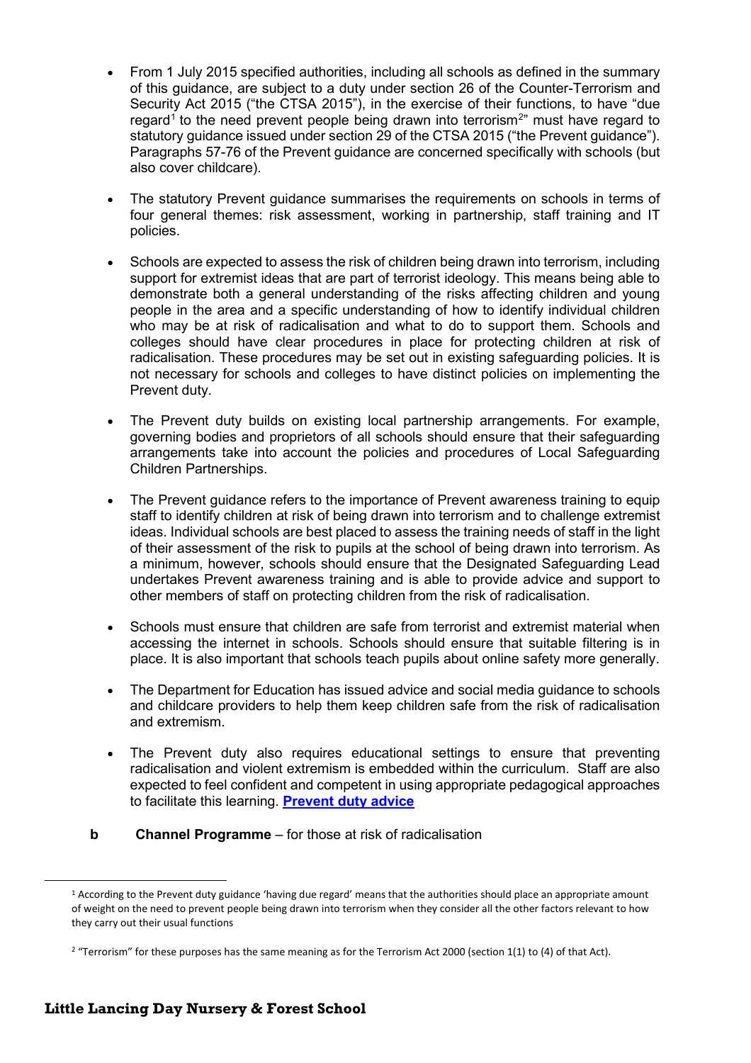- From 1 July 2015 specified authorities, including all schools as defined in the summary of this guidance, are subject to a duty under section 26 of the Counter-Terrorism and Security Act 2015 ("the CTSA 2015"), in the exercise of their functions, to have "due regard[1] to the need prevent people being drawn into terrorism[2]" must have regard to statutory guidance issued under section 29 of the CTSA 2015 ("the Prevent guidance"). Paragraphs 57-76 of the Prevent guidance are concerned specifically with schools (but also cover childcare).

- The statutory Prevent guidance summarises the requirements on schools in terms of four general themes: risk assessment, working in partnership, staff training and IT policies.

- Schools are expected to assess the risk of children being drawn into terrorism, including support for extremist ideas that are part of terrorist ideology. This means being able to demonstrate both a general understanding of the risks affecting children and young people in the area and a specific understanding of how to identify individual children who may be at risk of radicalisation and what to do to support them. Schools and colleges should have clear procedures in place for protecting children at risk of radicalisation. These procedures may be set out in existing safeguarding policies. It is not necessary for schools and colleges to have distinct policies on implementing the Prevent duty.

- The Prevent duty builds on existing local partnership arrangements. For example, governing bodies and proprietors of all schools should ensure that their safeguarding arrangements take into account the policies and procedures of Local Safeguarding Children Partnerships.

- The Prevent guidance refers to the importance of Prevent awareness training to equip staff to identify children at risk of being drawn into terrorism and to challenge extremist ideas. Individual schools are best placed to assess the training needs of staff in the light of their assessment of the risk to pupils at the school of being drawn into terrorism. As a minimum, however, schools should ensure that the Designated Safeguarding Lead undertakes Prevent awareness training and is able to provide advice and support to other members of staff on protecting children from the risk of radicalisation.

- Schools must ensure that children are safe from terrorist and extremist material when accessing the internet in schools. Schools should ensure that suitable filtering is in place. It is also important that schools teach pupils about online safety more generally.

- The Department for Education has issued advice and social media guidance to schools and childcare providers to help them keep children safe from the risk of radicalisation and extremism.

- The Prevent duty also requires educational settings to ensure that preventing radicalisation and violent extremism is embedded within the curriculum. Staff are also expected to feel confident and competent in using appropriate pedagogical approaches to facilitate this learning. **Prevent duty advice**

**b** **Channel Programme** – for those at risk of radicalisation

---

[1] According to the Prevent duty guidance 'having due regard' means that the authorities should place an appropriate amount of weight on the need to prevent people being drawn into terrorism when they consider all the other factors relevant to how they carry out their usual functions

[2] "Terrorism" for these purposes has the same meaning as for the Terrorism Act 2000 (section 1(1) to (4) of that Act).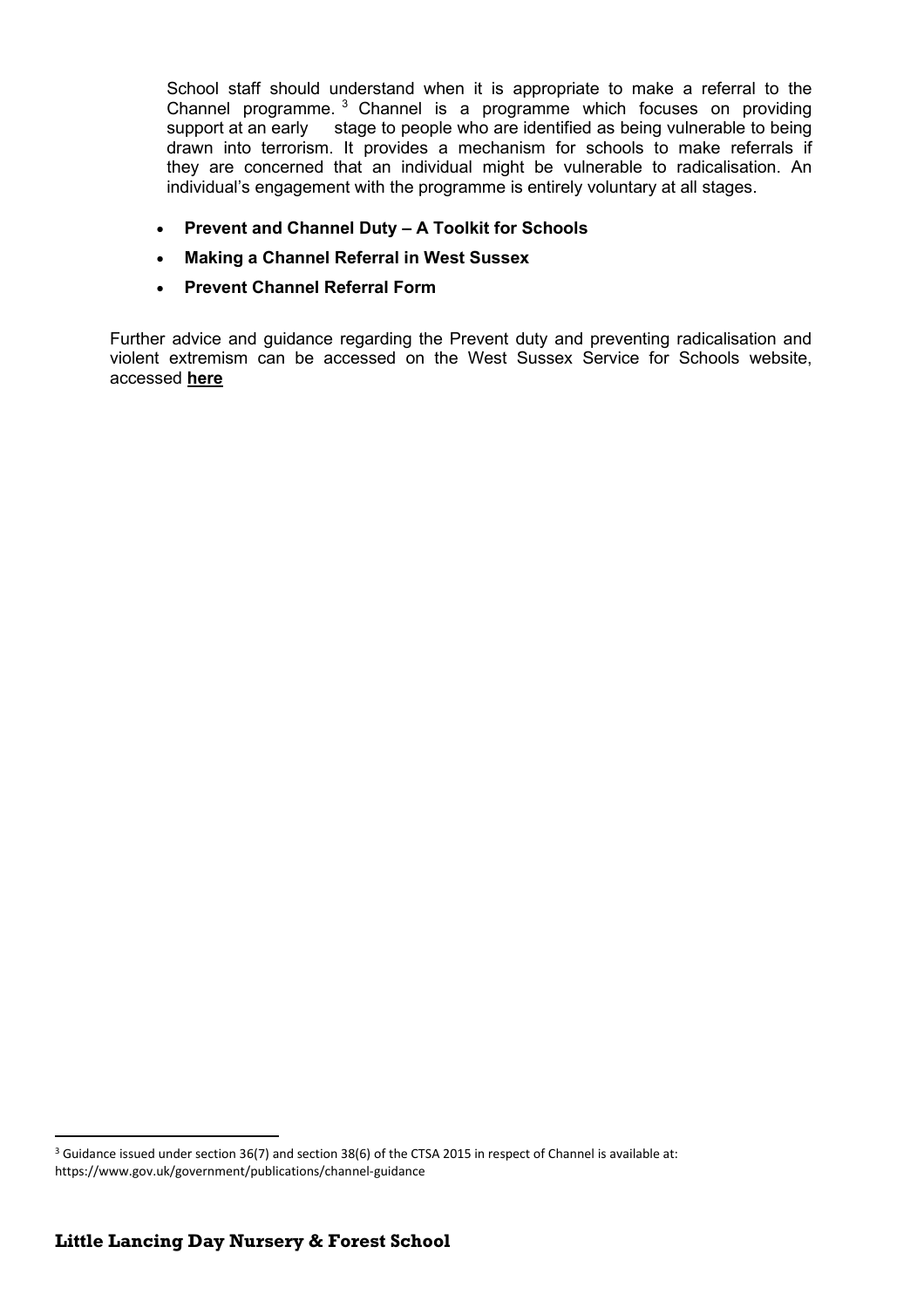School staff should understand when it is appropriate to make a referral to the Channel programme.[3] Channel is a programme which focuses on providing support at an early stage to people who are identified as being vulnerable to being drawn into terrorism. It provides a mechanism for schools to make referrals if they are concerned that an individual might be vulnerable to radicalisation. An individual's engagement with the programme is entirely voluntary at all stages.

- **Prevent and Channel Duty – A Toolkit for Schools**
- **Making a Channel Referral in West Sussex**
- **Prevent Channel Referral Form**

Further advice and guidance regarding the Prevent duty and preventing radicalisation and violent extremism can be accessed on the West Sussex Service for Schools website, accessed **here**

[3] Guidance issued under section 36(7) and section 38(6) of the CTSA 2015 in respect of Channel is available at: https://www.gov.uk/government/publications/channel-guidance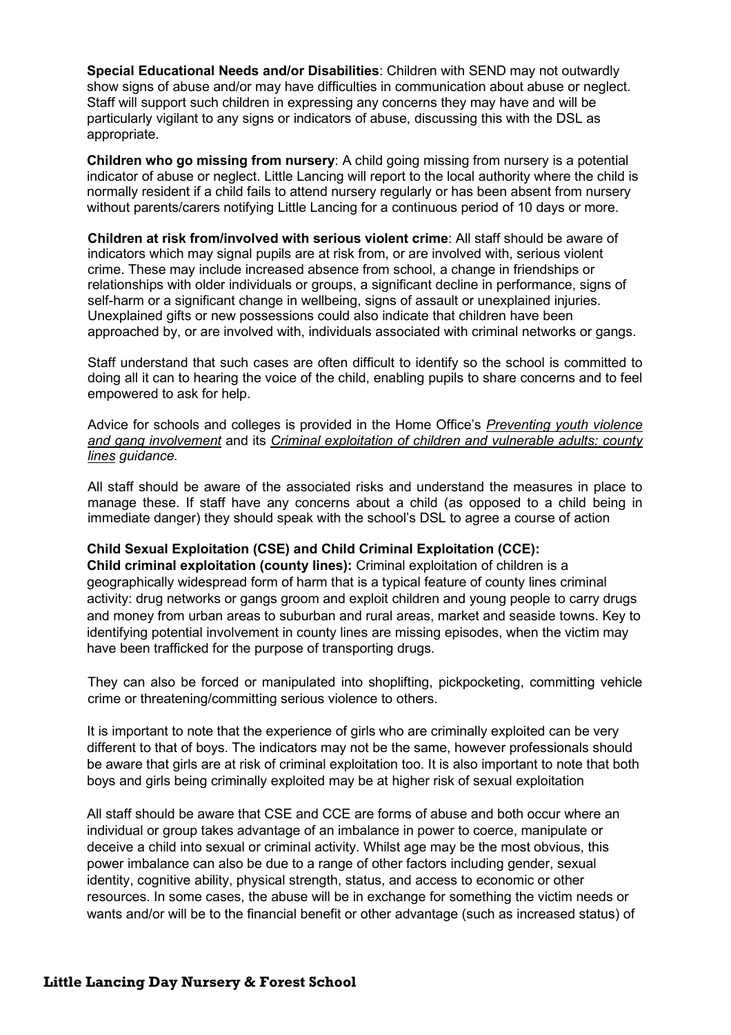**Special Educational Needs and/or Disabilities**: Children with SEND may not outwardly show signs of abuse and/or may have difficulties in communication about abuse or neglect. Staff will support such children in expressing any concerns they may have and will be particularly vigilant to any signs or indicators of abuse, discussing this with the DSL as appropriate.

**Children who go missing from nursery**: A child going missing from nursery is a potential indicator of abuse or neglect. Little Lancing will report to the local authority where the child is normally resident if a child fails to attend nursery regularly or has been absent from nursery without parents/carers notifying Little Lancing for a continuous period of 10 days or more.

**Children at risk from/involved with serious violent crime**: All staff should be aware of indicators which may signal pupils are at risk from, or are involved with, serious violent crime. These may include increased absence from school, a change in friendships or relationships with older individuals or groups, a significant decline in performance, signs of self-harm or a significant change in wellbeing, signs of assault or unexplained injuries. Unexplained gifts or new possessions could also indicate that children have been approached by, or are involved with, individuals associated with criminal networks or gangs.

Staff understand that such cases are often difficult to identify so the school is committed to doing all it can to hearing the voice of the child, enabling pupils to share concerns and to feel empowered to ask for help.

Advice for schools and colleges is provided in the Home Office's *Preventing youth violence and gang involvement* and its *Criminal exploitation of children and vulnerable adults: county lines guidance.*

All staff should be aware of the associated risks and understand the measures in place to manage these. If staff have any concerns about a child (as opposed to a child being in immediate danger) they should speak with the school's DSL to agree a course of action

**Child Sexual Exploitation (CSE) and Child Criminal Exploitation (CCE):**
**Child criminal exploitation (county lines):** Criminal exploitation of children is a geographically widespread form of harm that is a typical feature of county lines criminal activity: drug networks or gangs groom and exploit children and young people to carry drugs and money from urban areas to suburban and rural areas, market and seaside towns. Key to identifying potential involvement in county lines are missing episodes, when the victim may have been trafficked for the purpose of transporting drugs.

They can also be forced or manipulated into shoplifting, pickpocketing, committing vehicle crime or threatening/committing serious violence to others.

It is important to note that the experience of girls who are criminally exploited can be very different to that of boys. The indicators may not be the same, however professionals should be aware that girls are at risk of criminal exploitation too. It is also important to note that both boys and girls being criminally exploited may be at higher risk of sexual exploitation

All staff should be aware that CSE and CCE are forms of abuse and both occur where an individual or group takes advantage of an imbalance in power to coerce, manipulate or deceive a child into sexual or criminal activity. Whilst age may be the most obvious, this power imbalance can also be due to a range of other factors including gender, sexual identity, cognitive ability, physical strength, status, and access to economic or other resources. In some cases, the abuse will be in exchange for something the victim needs or wants and/or will be to the financial benefit or other advantage (such as increased status) of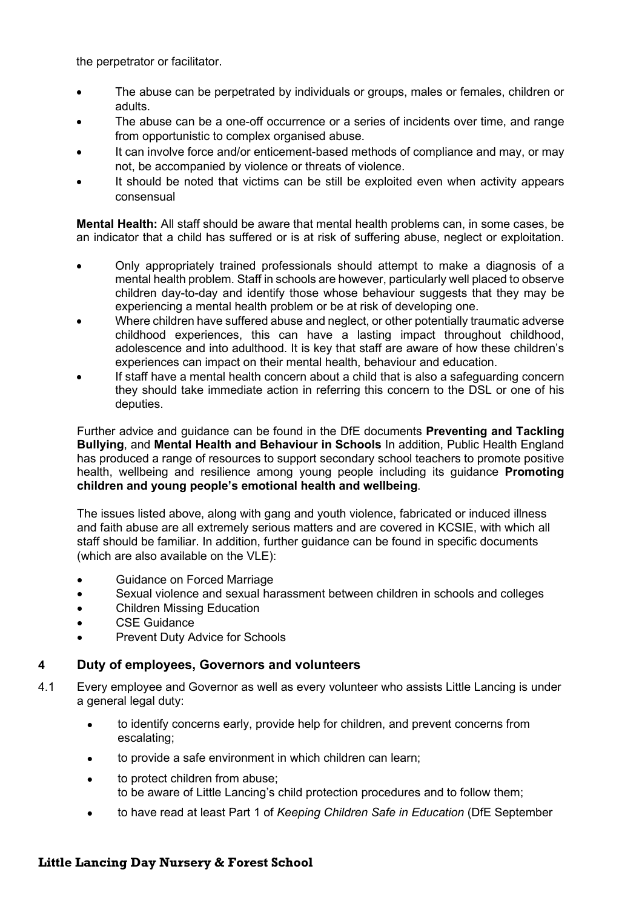the perpetrator or facilitator.

- The abuse can be perpetrated by individuals or groups, males or females, children or adults.
- The abuse can be a one-off occurrence or a series of incidents over time, and range from opportunistic to complex organised abuse.
- It can involve force and/or enticement-based methods of compliance and may, or may not, be accompanied by violence or threats of violence.
- It should be noted that victims can be still be exploited even when activity appears consensual

**Mental Health:** All staff should be aware that mental health problems can, in some cases, be an indicator that a child has suffered or is at risk of suffering abuse, neglect or exploitation.

- Only appropriately trained professionals should attempt to make a diagnosis of a mental health problem. Staff in schools are however, particularly well placed to observe children day-to-day and identify those whose behaviour suggests that they may be experiencing a mental health problem or be at risk of developing one.
- Where children have suffered abuse and neglect, or other potentially traumatic adverse childhood experiences, this can have a lasting impact throughout childhood, adolescence and into adulthood. It is key that staff are aware of how these children's experiences can impact on their mental health, behaviour and education.
- If staff have a mental health concern about a child that is also a safeguarding concern they should take immediate action in referring this concern to the DSL or one of his deputies.

Further advice and guidance can be found in the DfE documents **Preventing and Tackling Bullying**, and **Mental Health and Behaviour in Schools** In addition, Public Health England has produced a range of resources to support secondary school teachers to promote positive health, wellbeing and resilience among young people including its guidance **Promoting children and young people's emotional health and wellbeing**.

The issues listed above, along with gang and youth violence, fabricated or induced illness and faith abuse are all extremely serious matters and are covered in KCSIE, with which all staff should be familiar. In addition, further guidance can be found in specific documents (which are also available on the VLE):

- Guidance on Forced Marriage
- Sexual violence and sexual harassment between children in schools and colleges
- Children Missing Education
- CSE Guidance
- Prevent Duty Advice for Schools

## 4 Duty of employees, Governors and volunteers

4.1 Every employee and Governor as well as every volunteer who assists Little Lancing is under a general legal duty:

- to identify concerns early, provide help for children, and prevent concerns from escalating;
- to provide a safe environment in which children can learn;
- to protect children from abuse;
  to be aware of Little Lancing's child protection procedures and to follow them;
- to have read at least Part 1 of *Keeping Children Safe in Education* (DfE September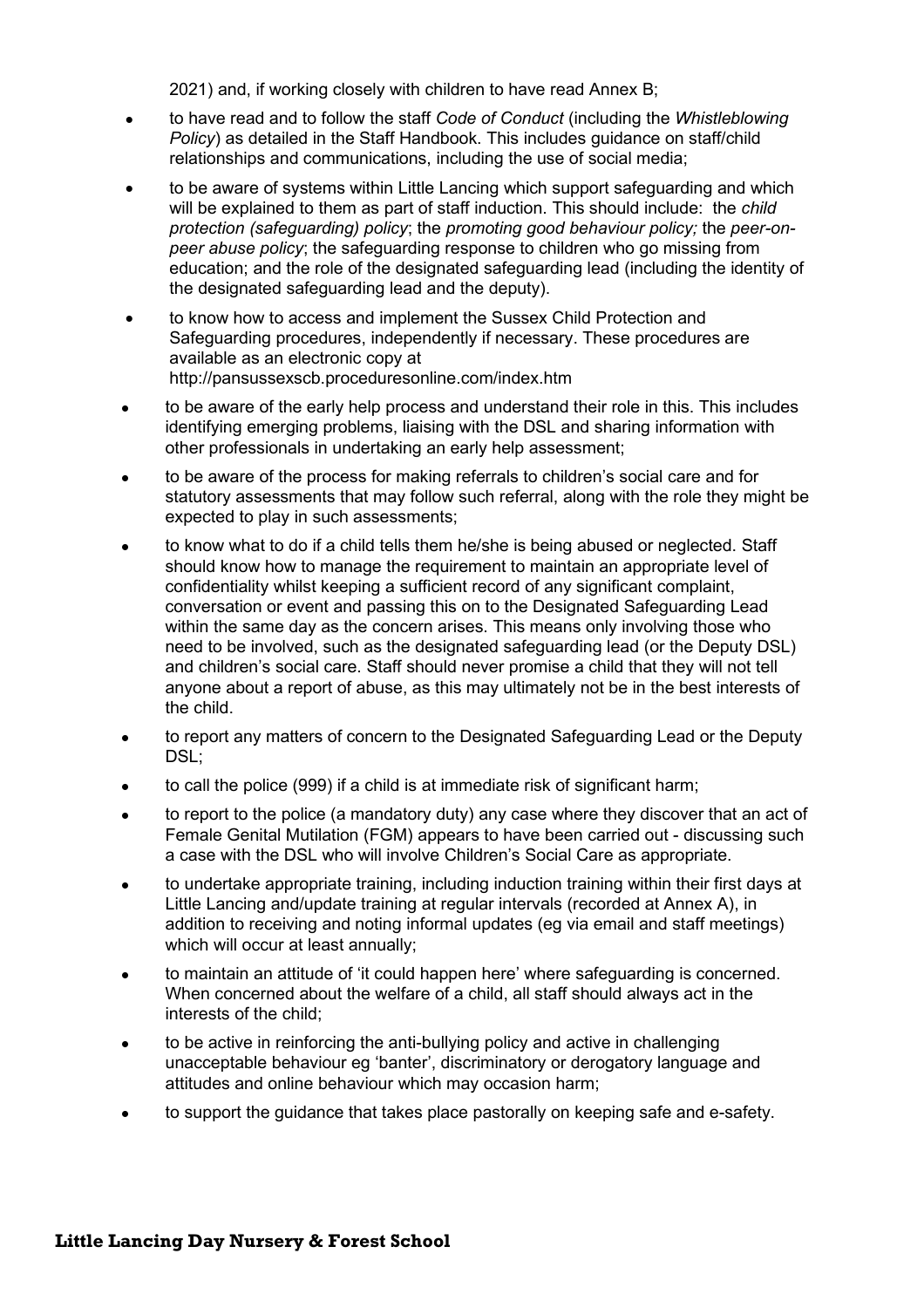2021) and, if working closely with children to have read Annex B;

- to have read and to follow the staff *Code of Conduct* (including the *Whistleblowing Policy*) as detailed in the Staff Handbook. This includes guidance on staff/child relationships and communications, including the use of social media;
- to be aware of systems within Little Lancing which support safeguarding and which will be explained to them as part of staff induction. This should include: the *child protection (safeguarding) policy*; the *promoting good behaviour policy;* the *peer-on-peer abuse policy*; the safeguarding response to children who go missing from education; and the role of the designated safeguarding lead (including the identity of the designated safeguarding lead and the deputy).
- to know how to access and implement the Sussex Child Protection and Safeguarding procedures, independently if necessary. These procedures are available as an electronic copy at http://pansussexscb.proceduresonline.com/index.htm
- to be aware of the early help process and understand their role in this. This includes identifying emerging problems, liaising with the DSL and sharing information with other professionals in undertaking an early help assessment;
- to be aware of the process for making referrals to children's social care and for statutory assessments that may follow such referral, along with the role they might be expected to play in such assessments;
- to know what to do if a child tells them he/she is being abused or neglected. Staff should know how to manage the requirement to maintain an appropriate level of confidentiality whilst keeping a sufficient record of any significant complaint, conversation or event and passing this on to the Designated Safeguarding Lead within the same day as the concern arises. This means only involving those who need to be involved, such as the designated safeguarding lead (or the Deputy DSL) and children's social care. Staff should never promise a child that they will not tell anyone about a report of abuse, as this may ultimately not be in the best interests of the child.
- to report any matters of concern to the Designated Safeguarding Lead or the Deputy DSL;
- to call the police (999) if a child is at immediate risk of significant harm;
- to report to the police (a mandatory duty) any case where they discover that an act of Female Genital Mutilation (FGM) appears to have been carried out - discussing such a case with the DSL who will involve Children's Social Care as appropriate.
- to undertake appropriate training, including induction training within their first days at Little Lancing and/update training at regular intervals (recorded at Annex A), in addition to receiving and noting informal updates (eg via email and staff meetings) which will occur at least annually;
- to maintain an attitude of 'it could happen here' where safeguarding is concerned. When concerned about the welfare of a child, all staff should always act in the interests of the child;
- to be active in reinforcing the anti-bullying policy and active in challenging unacceptable behaviour eg 'banter', discriminatory or derogatory language and attitudes and online behaviour which may occasion harm;
- to support the guidance that takes place pastorally on keeping safe and e-safety.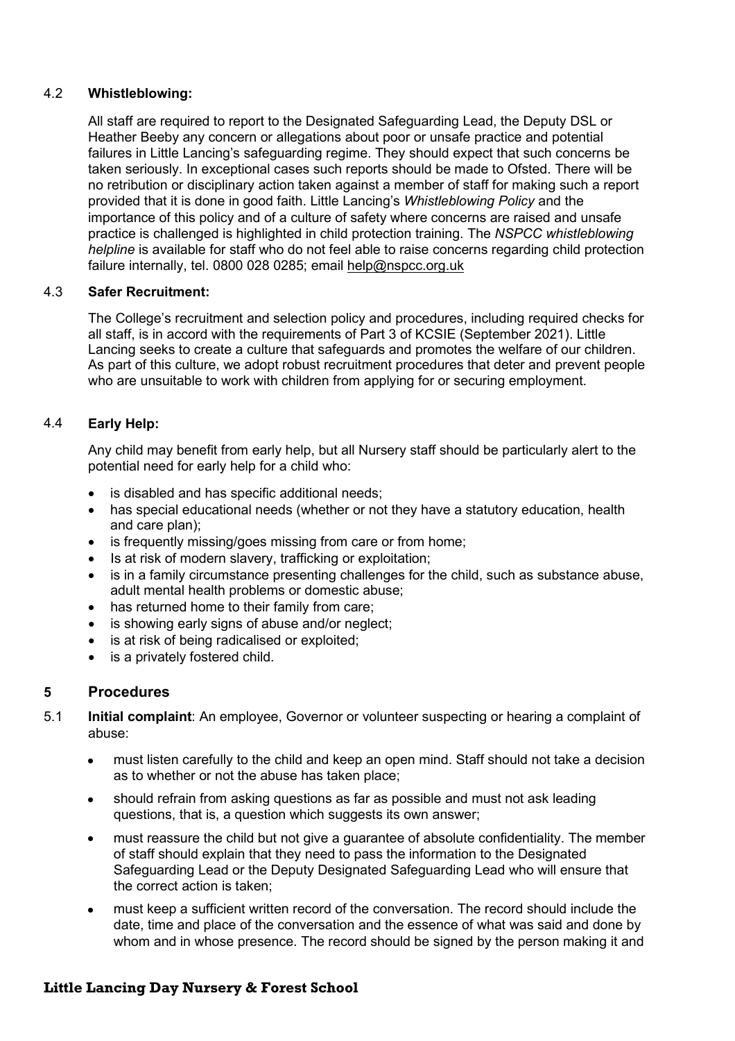4.2 **Whistleblowing:**

All staff are required to report to the Designated Safeguarding Lead, the Deputy DSL or Heather Beeby any concern or allegations about poor or unsafe practice and potential failures in Little Lancing's safeguarding regime. They should expect that such concerns be taken seriously. In exceptional cases such reports should be made to Ofsted. There will be no retribution or disciplinary action taken against a member of staff for making such a report provided that it is done in good faith. Little Lancing's *Whistleblowing Policy* and the importance of this policy and of a culture of safety where concerns are raised and unsafe practice is challenged is highlighted in child protection training. The *NSPCC whistleblowing helpline* is available for staff who do not feel able to raise concerns regarding child protection failure internally, tel. 0800 028 0285; email help@nspcc.org.uk

4.3 **Safer Recruitment:**

The College's recruitment and selection policy and procedures, including required checks for all staff, is in accord with the requirements of Part 3 of KCSIE (September 2021). Little Lancing seeks to create a culture that safeguards and promotes the welfare of our children. As part of this culture, we adopt robust recruitment procedures that deter and prevent people who are unsuitable to work with children from applying for or securing employment.

4.4 **Early Help:**

Any child may benefit from early help, but all Nursery staff should be particularly alert to the potential need for early help for a child who:

- is disabled and has specific additional needs;
- has special educational needs (whether or not they have a statutory education, health and care plan);
- is frequently missing/goes missing from care or from home;
- Is at risk of modern slavery, trafficking or exploitation;
- is in a family circumstance presenting challenges for the child, such as substance abuse, adult mental health problems or domestic abuse;
- has returned home to their family from care;
- is showing early signs of abuse and/or neglect;
- is at risk of being radicalised or exploited;
- is a privately fostered child.

## 5 Procedures

5.1 **Initial complaint**: An employee, Governor or volunteer suspecting or hearing a complaint of abuse:

- must listen carefully to the child and keep an open mind. Staff should not take a decision as to whether or not the abuse has taken place;
- should refrain from asking questions as far as possible and must not ask leading questions, that is, a question which suggests its own answer;
- must reassure the child but not give a guarantee of absolute confidentiality. The member of staff should explain that they need to pass the information to the Designated Safeguarding Lead or the Deputy Designated Safeguarding Lead who will ensure that the correct action is taken;
- must keep a sufficient written record of the conversation. The record should include the date, time and place of the conversation and the essence of what was said and done by whom and in whose presence. The record should be signed by the person making it and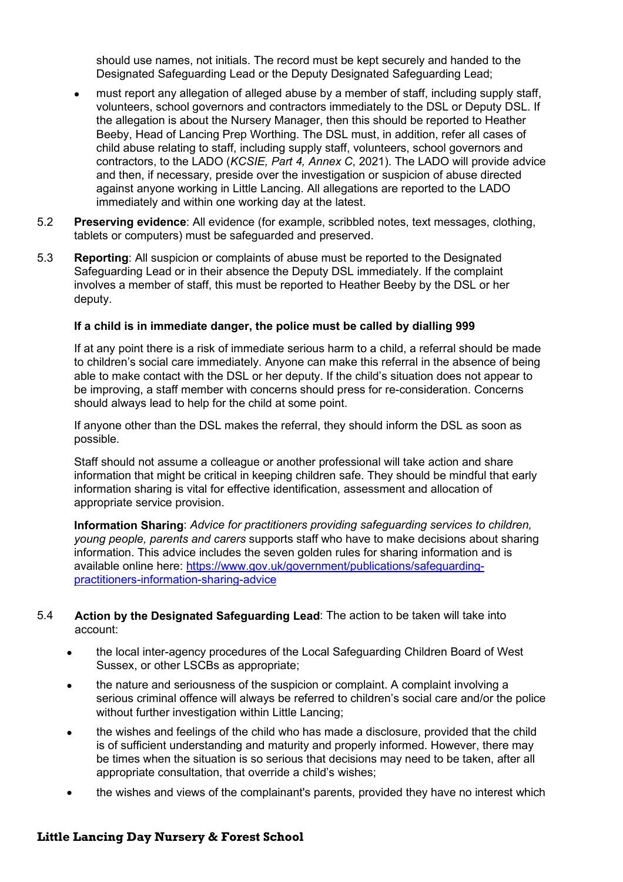should use names, not initials. The record must be kept securely and handed to the Designated Safeguarding Lead or the Deputy Designated Safeguarding Lead;

- must report any allegation of alleged abuse by a member of staff, including supply staff, volunteers, school governors and contractors immediately to the DSL or Deputy DSL. If the allegation is about the Nursery Manager, then this should be reported to Heather Beeby, Head of Lancing Prep Worthing. The DSL must, in addition, refer all cases of child abuse relating to staff, including supply staff, volunteers, school governors and contractors, to the LADO (*KCSIE, Part 4, Annex C*, 2021). The LADO will provide advice and then, if necessary, preside over the investigation or suspicion of abuse directed against anyone working in Little Lancing. All allegations are reported to the LADO immediately and within one working day at the latest.

5.2 **Preserving evidence**: All evidence (for example, scribbled notes, text messages, clothing, tablets or computers) must be safeguarded and preserved.

5.3 **Reporting**: All suspicion or complaints of abuse must be reported to the Designated Safeguarding Lead or in their absence the Deputy DSL immediately. If the complaint involves a member of staff, this must be reported to Heather Beeby by the DSL or her deputy.

**If a child is in immediate danger, the police must be called by dialling 999**

If at any point there is a risk of immediate serious harm to a child, a referral should be made to children's social care immediately. Anyone can make this referral in the absence of being able to make contact with the DSL or her deputy. If the child's situation does not appear to be improving, a staff member with concerns should press for re-consideration. Concerns should always lead to help for the child at some point.

If anyone other than the DSL makes the referral, they should inform the DSL as soon as possible.

Staff should not assume a colleague or another professional will take action and share information that might be critical in keeping children safe. They should be mindful that early information sharing is vital for effective identification, assessment and allocation of appropriate service provision.

**Information Sharing**: *Advice for practitioners providing safeguarding services to children, young people, parents and carers* supports staff who have to make decisions about sharing information. This advice includes the seven golden rules for sharing information and is available online here: [https://www.gov.uk/government/publications/safeguarding-practitioners-information-sharing-advice](https://www.gov.uk/government/publications/safeguarding-practitioners-information-sharing-advice)

5.4 **Action by the Designated Safeguarding Lead**: The action to be taken will take into account:

- the local inter-agency procedures of the Local Safeguarding Children Board of West Sussex, or other LSCBs as appropriate;
- the nature and seriousness of the suspicion or complaint. A complaint involving a serious criminal offence will always be referred to children's social care and/or the police without further investigation within Little Lancing;
- the wishes and feelings of the child who has made a disclosure, provided that the child is of sufficient understanding and maturity and properly informed. However, there may be times when the situation is so serious that decisions may need to be taken, after all appropriate consultation, that override a child's wishes;
- the wishes and views of the complainant's parents, provided they have no interest which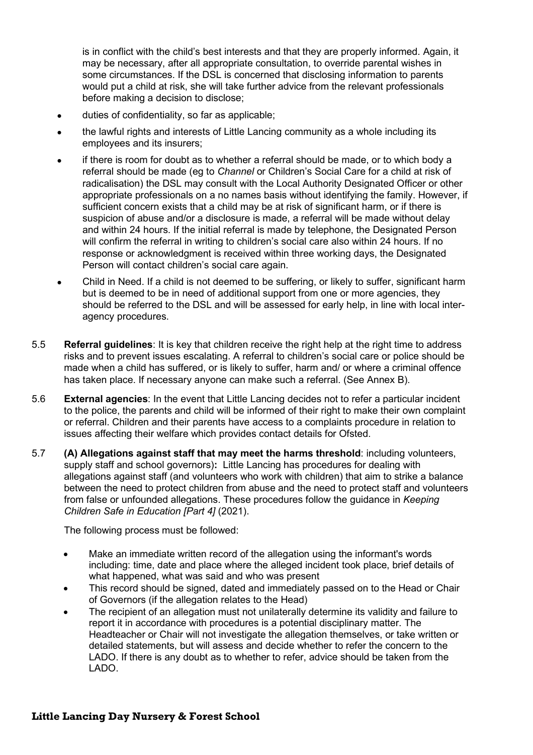is in conflict with the child's best interests and that they are properly informed. Again, it may be necessary, after all appropriate consultation, to override parental wishes in some circumstances. If the DSL is concerned that disclosing information to parents would put a child at risk, she will take further advice from the relevant professionals before making a decision to disclose;

- duties of confidentiality, so far as applicable;
- the lawful rights and interests of Little Lancing community as a whole including its employees and its insurers;
- if there is room for doubt as to whether a referral should be made, or to which body a referral should be made (eg to *Channel* or Children's Social Care for a child at risk of radicalisation) the DSL may consult with the Local Authority Designated Officer or other appropriate professionals on a no names basis without identifying the family. However, if sufficient concern exists that a child may be at risk of significant harm, or if there is suspicion of abuse and/or a disclosure is made, a referral will be made without delay and within 24 hours. If the initial referral is made by telephone, the Designated Person will confirm the referral in writing to children's social care also within 24 hours. If no response or acknowledgment is received within three working days, the Designated Person will contact children's social care again.
- Child in Need. If a child is not deemed to be suffering, or likely to suffer, significant harm but is deemed to be in need of additional support from one or more agencies, they should be referred to the DSL and will be assessed for early help, in line with local inter-agency procedures.

5.5 **Referral guidelines**: It is key that children receive the right help at the right time to address risks and to prevent issues escalating. A referral to children's social care or police should be made when a child has suffered, or is likely to suffer, harm and/ or where a criminal offence has taken place. If necessary anyone can make such a referral. (See Annex B).

5.6 **External agencies**: In the event that Little Lancing decides not to refer a particular incident to the police, the parents and child will be informed of their right to make their own complaint or referral. Children and their parents have access to a complaints procedure in relation to issues affecting their welfare which provides contact details for Ofsted.

5.7 **(A) Allegations against staff that may meet the harms threshold**: including volunteers, supply staff and school governors)**:** Little Lancing has procedures for dealing with allegations against staff (and volunteers who work with children) that aim to strike a balance between the need to protect children from abuse and the need to protect staff and volunteers from false or unfounded allegations. These procedures follow the guidance in *Keeping Children Safe in Education [Part 4]* (2021).

The following process must be followed:

- Make an immediate written record of the allegation using the informant's words including: time, date and place where the alleged incident took place, brief details of what happened, what was said and who was present
- This record should be signed, dated and immediately passed on to the Head or Chair of Governors (if the allegation relates to the Head)
- The recipient of an allegation must not unilaterally determine its validity and failure to report it in accordance with procedures is a potential disciplinary matter. The Headteacher or Chair will not investigate the allegation themselves, or take written or detailed statements, but will assess and decide whether to refer the concern to the LADO. If there is any doubt as to whether to refer, advice should be taken from the LADO.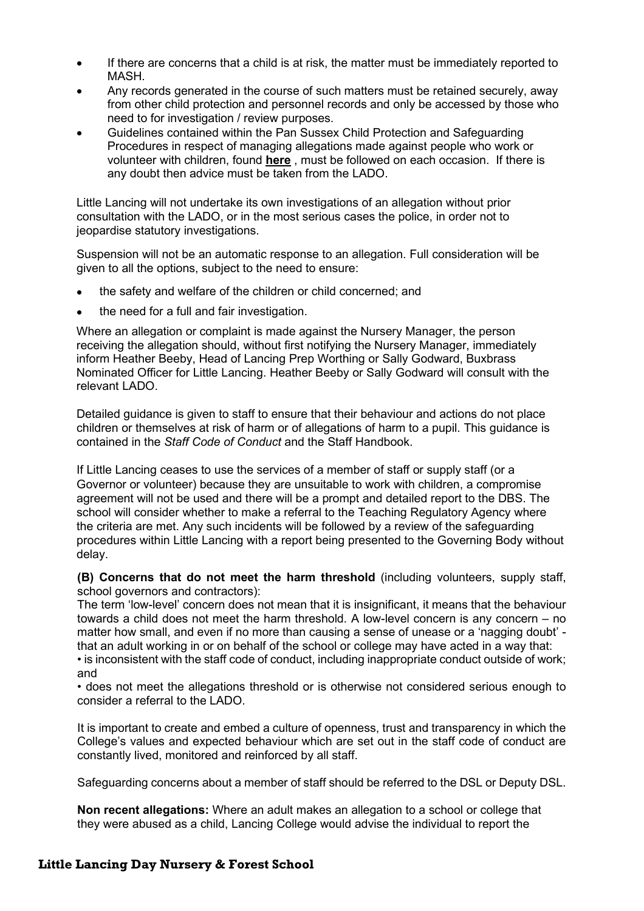- If there are concerns that a child is at risk, the matter must be immediately reported to MASH.
- Any records generated in the course of such matters must be retained securely, away from other child protection and personnel records and only be accessed by those who need to for investigation / review purposes.
- Guidelines contained within the Pan Sussex Child Protection and Safeguarding Procedures in respect of managing allegations made against people who work or volunteer with children, found **here** , must be followed on each occasion. If there is any doubt then advice must be taken from the LADO.

Little Lancing will not undertake its own investigations of an allegation without prior consultation with the LADO, or in the most serious cases the police, in order not to jeopardise statutory investigations.

Suspension will not be an automatic response to an allegation. Full consideration will be given to all the options, subject to the need to ensure:

- the safety and welfare of the children or child concerned; and
- the need for a full and fair investigation.

Where an allegation or complaint is made against the Nursery Manager, the person receiving the allegation should, without first notifying the Nursery Manager, immediately inform Heather Beeby, Head of Lancing Prep Worthing or Sally Godward, Buxbrass Nominated Officer for Little Lancing. Heather Beeby or Sally Godward will consult with the relevant LADO.

Detailed guidance is given to staff to ensure that their behaviour and actions do not place children or themselves at risk of harm or of allegations of harm to a pupil. This guidance is contained in the *Staff Code of Conduct* and the Staff Handbook.

If Little Lancing ceases to use the services of a member of staff or supply staff (or a Governor or volunteer) because they are unsuitable to work with children, a compromise agreement will not be used and there will be a prompt and detailed report to the DBS. The school will consider whether to make a referral to the Teaching Regulatory Agency where the criteria are met. Any such incidents will be followed by a review of the safeguarding procedures within Little Lancing with a report being presented to the Governing Body without delay.

**(B) Concerns that do not meet the harm threshold** (including volunteers, supply staff, school governors and contractors):
The term 'low-level' concern does not mean that it is insignificant, it means that the behaviour towards a child does not meet the harm threshold. A low-level concern is any concern – no matter how small, and even if no more than causing a sense of unease or a 'nagging doubt' - that an adult working in or on behalf of the school or college may have acted in a way that:
• is inconsistent with the staff code of conduct, including inappropriate conduct outside of work; and
• does not meet the allegations threshold or is otherwise not considered serious enough to consider a referral to the LADO.

It is important to create and embed a culture of openness, trust and transparency in which the College's values and expected behaviour which are set out in the staff code of conduct are constantly lived, monitored and reinforced by all staff.

Safeguarding concerns about a member of staff should be referred to the DSL or Deputy DSL.

**Non recent allegations:** Where an adult makes an allegation to a school or college that they were abused as a child, Lancing College would advise the individual to report the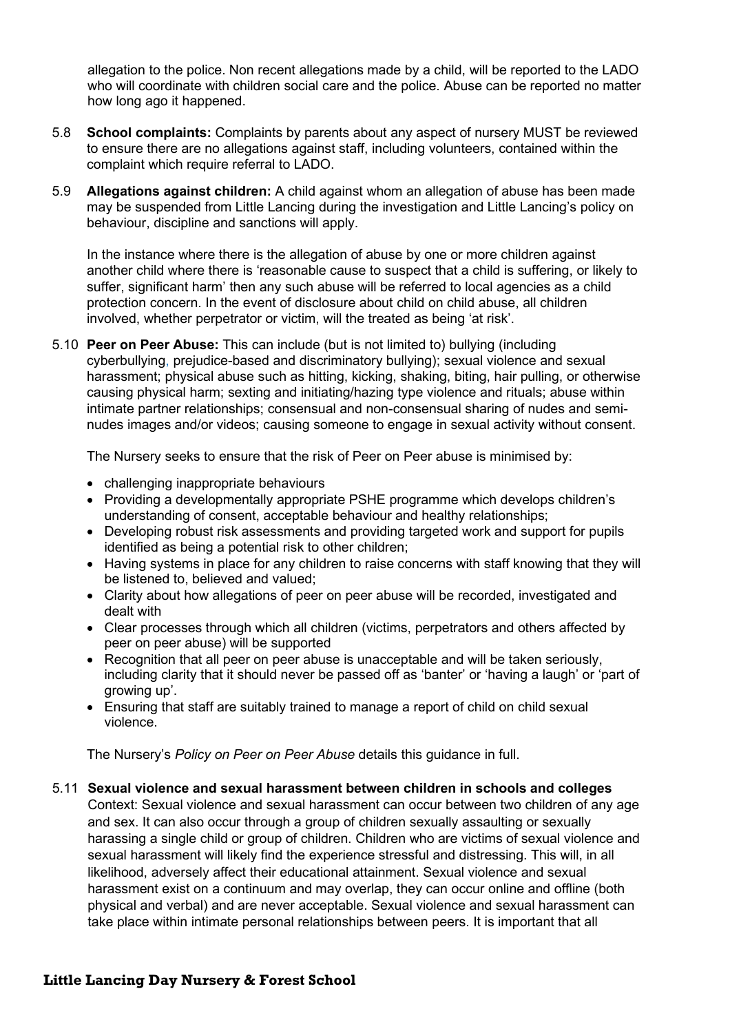allegation to the police. Non recent allegations made by a child, will be reported to the LADO who will coordinate with children social care and the police. Abuse can be reported no matter how long ago it happened.

5.8 **School complaints:** Complaints by parents about any aspect of nursery MUST be reviewed to ensure there are no allegations against staff, including volunteers, contained within the complaint which require referral to LADO.

5.9 **Allegations against children:** A child against whom an allegation of abuse has been made may be suspended from Little Lancing during the investigation and Little Lancing's policy on behaviour, discipline and sanctions will apply.

In the instance where there is the allegation of abuse by one or more children against another child where there is 'reasonable cause to suspect that a child is suffering, or likely to suffer, significant harm' then any such abuse will be referred to local agencies as a child protection concern. In the event of disclosure about child on child abuse, all children involved, whether perpetrator or victim, will the treated as being 'at risk'.

5.10 **Peer on Peer Abuse:** This can include (but is not limited to) bullying (including cyberbullying, prejudice-based and discriminatory bullying); sexual violence and sexual harassment; physical abuse such as hitting, kicking, shaking, biting, hair pulling, or otherwise causing physical harm; sexting and initiating/hazing type violence and rituals; abuse within intimate partner relationships; consensual and non-consensual sharing of nudes and semi-nudes images and/or videos; causing someone to engage in sexual activity without consent.

The Nursery seeks to ensure that the risk of Peer on Peer abuse is minimised by:

- challenging inappropriate behaviours
- Providing a developmentally appropriate PSHE programme which develops children's understanding of consent, acceptable behaviour and healthy relationships;
- Developing robust risk assessments and providing targeted work and support for pupils identified as being a potential risk to other children;
- Having systems in place for any children to raise concerns with staff knowing that they will be listened to, believed and valued;
- Clarity about how allegations of peer on peer abuse will be recorded, investigated and dealt with
- Clear processes through which all children (victims, perpetrators and others affected by peer on peer abuse) will be supported
- Recognition that all peer on peer abuse is unacceptable and will be taken seriously, including clarity that it should never be passed off as 'banter' or 'having a laugh' or 'part of growing up'.
- Ensuring that staff are suitably trained to manage a report of child on child sexual violence.

The Nursery's *Policy on Peer on Peer Abuse* details this guidance in full.

5.11 **Sexual violence and sexual harassment between children in schools and colleges**
Context: Sexual violence and sexual harassment can occur between two children of any age and sex. It can also occur through a group of children sexually assaulting or sexually harassing a single child or group of children. Children who are victims of sexual violence and sexual harassment will likely find the experience stressful and distressing. This will, in all likelihood, adversely affect their educational attainment. Sexual violence and sexual harassment exist on a continuum and may overlap, they can occur online and offline (both physical and verbal) and are never acceptable. Sexual violence and sexual harassment can take place within intimate personal relationships between peers. It is important that all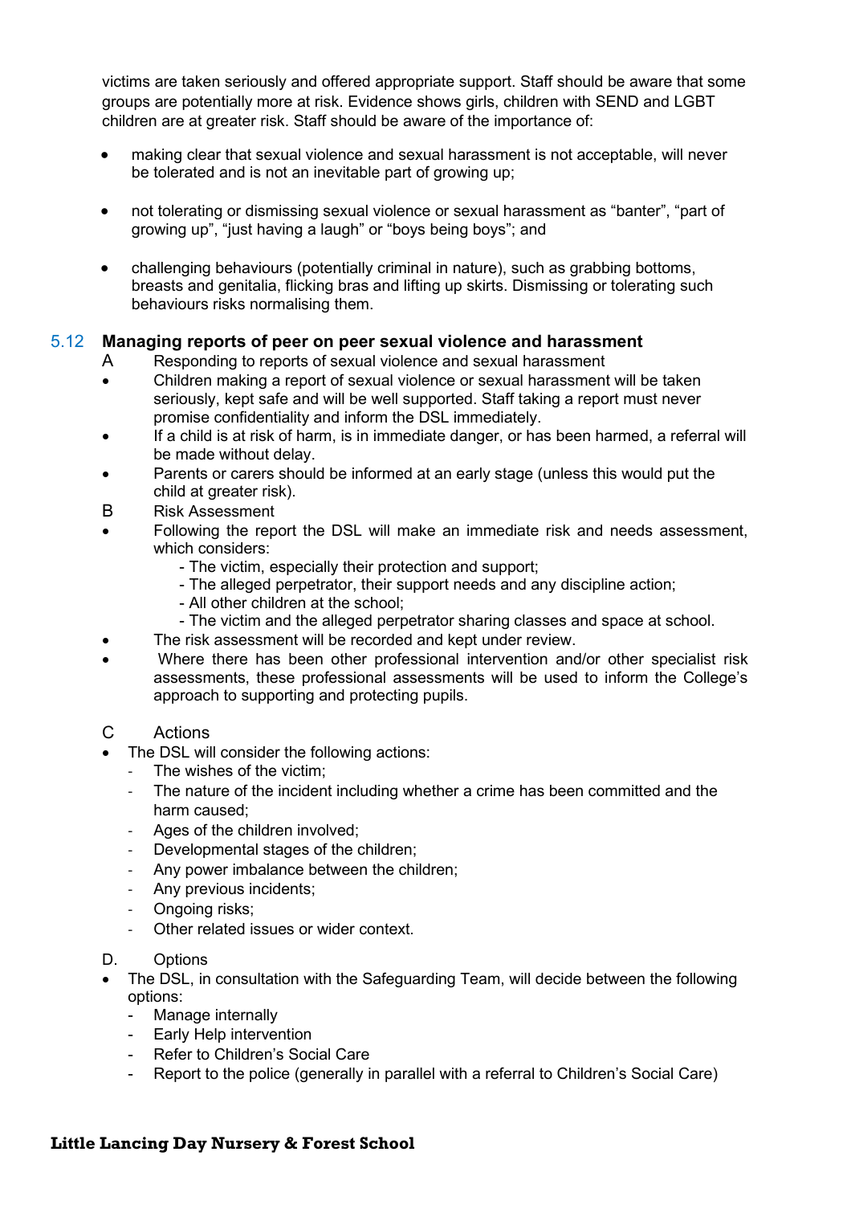victims are taken seriously and offered appropriate support. Staff should be aware that some groups are potentially more at risk. Evidence shows girls, children with SEND and LGBT children are at greater risk. Staff should be aware of the importance of:

- making clear that sexual violence and sexual harassment is not acceptable, will never be tolerated and is not an inevitable part of growing up;
- not tolerating or dismissing sexual violence or sexual harassment as "banter", "part of growing up", "just having a laugh" or "boys being boys"; and
- challenging behaviours (potentially criminal in nature), such as grabbing bottoms, breasts and genitalia, flicking bras and lifting up skirts. Dismissing or tolerating such behaviours risks normalising them.

## 5.12 Managing reports of peer on peer sexual violence and harassment

A Responding to reports of sexual violence and sexual harassment

- Children making a report of sexual violence or sexual harassment will be taken seriously, kept safe and will be well supported. Staff taking a report must never promise confidentiality and inform the DSL immediately.
- If a child is at risk of harm, is in immediate danger, or has been harmed, a referral will be made without delay.
- Parents or carers should be informed at an early stage (unless this would put the child at greater risk).

B Risk Assessment

- Following the report the DSL will make an immediate risk and needs assessment, which considers:
  - The victim, especially their protection and support;
  - The alleged perpetrator, their support needs and any discipline action;
  - All other children at the school;
  - The victim and the alleged perpetrator sharing classes and space at school.
- The risk assessment will be recorded and kept under review.
- Where there has been other professional intervention and/or other specialist risk assessments, these professional assessments will be used to inform the College's approach to supporting and protecting pupils.

C Actions

- The DSL will consider the following actions:
  - The wishes of the victim;
  - The nature of the incident including whether a crime has been committed and the harm caused;
  - Ages of the children involved;
  - Developmental stages of the children;
  - Any power imbalance between the children;
  - Any previous incidents;
  - Ongoing risks;
  - Other related issues or wider context.

D. Options

- The DSL, in consultation with the Safeguarding Team, will decide between the following options:
  - Manage internally
  - Early Help intervention
  - Refer to Children's Social Care
  - Report to the police (generally in parallel with a referral to Children's Social Care)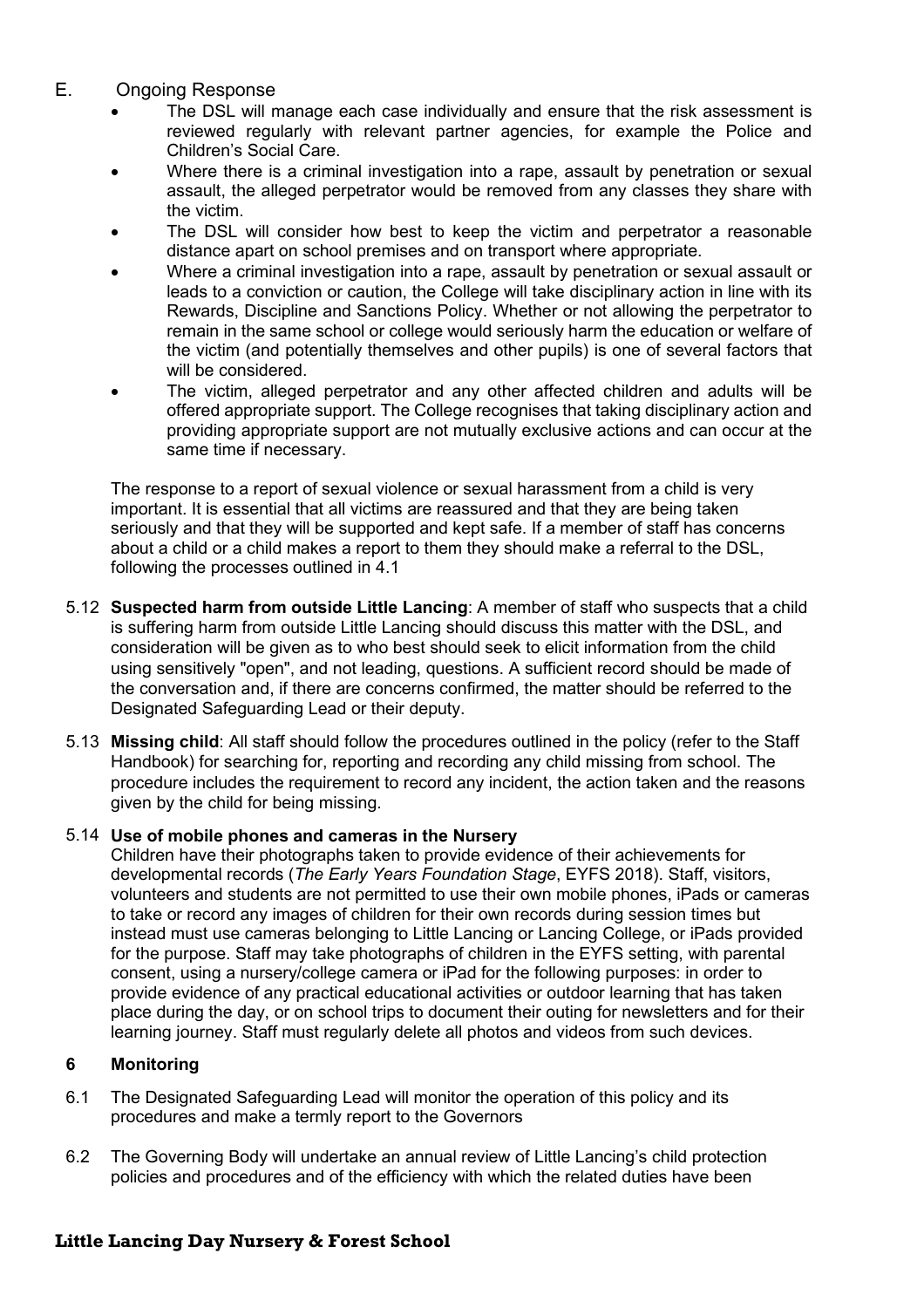E. Ongoing Response

- The DSL will manage each case individually and ensure that the risk assessment is reviewed regularly with relevant partner agencies, for example the Police and Children's Social Care.
- Where there is a criminal investigation into a rape, assault by penetration or sexual assault, the alleged perpetrator would be removed from any classes they share with the victim.
- The DSL will consider how best to keep the victim and perpetrator a reasonable distance apart on school premises and on transport where appropriate.
- Where a criminal investigation into a rape, assault by penetration or sexual assault or leads to a conviction or caution, the College will take disciplinary action in line with its Rewards, Discipline and Sanctions Policy. Whether or not allowing the perpetrator to remain in the same school or college would seriously harm the education or welfare of the victim (and potentially themselves and other pupils) is one of several factors that will be considered.
- The victim, alleged perpetrator and any other affected children and adults will be offered appropriate support. The College recognises that taking disciplinary action and providing appropriate support are not mutually exclusive actions and can occur at the same time if necessary.

The response to a report of sexual violence or sexual harassment from a child is very important. It is essential that all victims are reassured and that they are being taken seriously and that they will be supported and kept safe. If a member of staff has concerns about a child or a child makes a report to them they should make a referral to the DSL, following the processes outlined in 4.1

5.12 **Suspected harm from outside Little Lancing**: A member of staff who suspects that a child is suffering harm from outside Little Lancing should discuss this matter with the DSL, and consideration will be given as to who best should seek to elicit information from the child using sensitively "open", and not leading, questions. A sufficient record should be made of the conversation and, if there are concerns confirmed, the matter should be referred to the Designated Safeguarding Lead or their deputy.

5.13 **Missing child**: All staff should follow the procedures outlined in the policy (refer to the Staff Handbook) for searching for, reporting and recording any child missing from school. The procedure includes the requirement to record any incident, the action taken and the reasons given by the child for being missing.

5.14 **Use of mobile phones and cameras in the Nursery**

Children have their photographs taken to provide evidence of their achievements for developmental records (*The Early Years Foundation Stage*, EYFS 2018). Staff, visitors, volunteers and students are not permitted to use their own mobile phones, iPads or cameras to take or record any images of children for their own records during session times but instead must use cameras belonging to Little Lancing or Lancing College, or iPads provided for the purpose. Staff may take photographs of children in the EYFS setting, with parental consent, using a nursery/college camera or iPad for the following purposes: in order to provide evidence of any practical educational activities or outdoor learning that has taken place during the day, or on school trips to document their outing for newsletters and for their learning journey. Staff must regularly delete all photos and videos from such devices.

## 6 Monitoring

6.1 The Designated Safeguarding Lead will monitor the operation of this policy and its procedures and make a termly report to the Governors

6.2 The Governing Body will undertake an annual review of Little Lancing's child protection policies and procedures and of the efficiency with which the related duties have been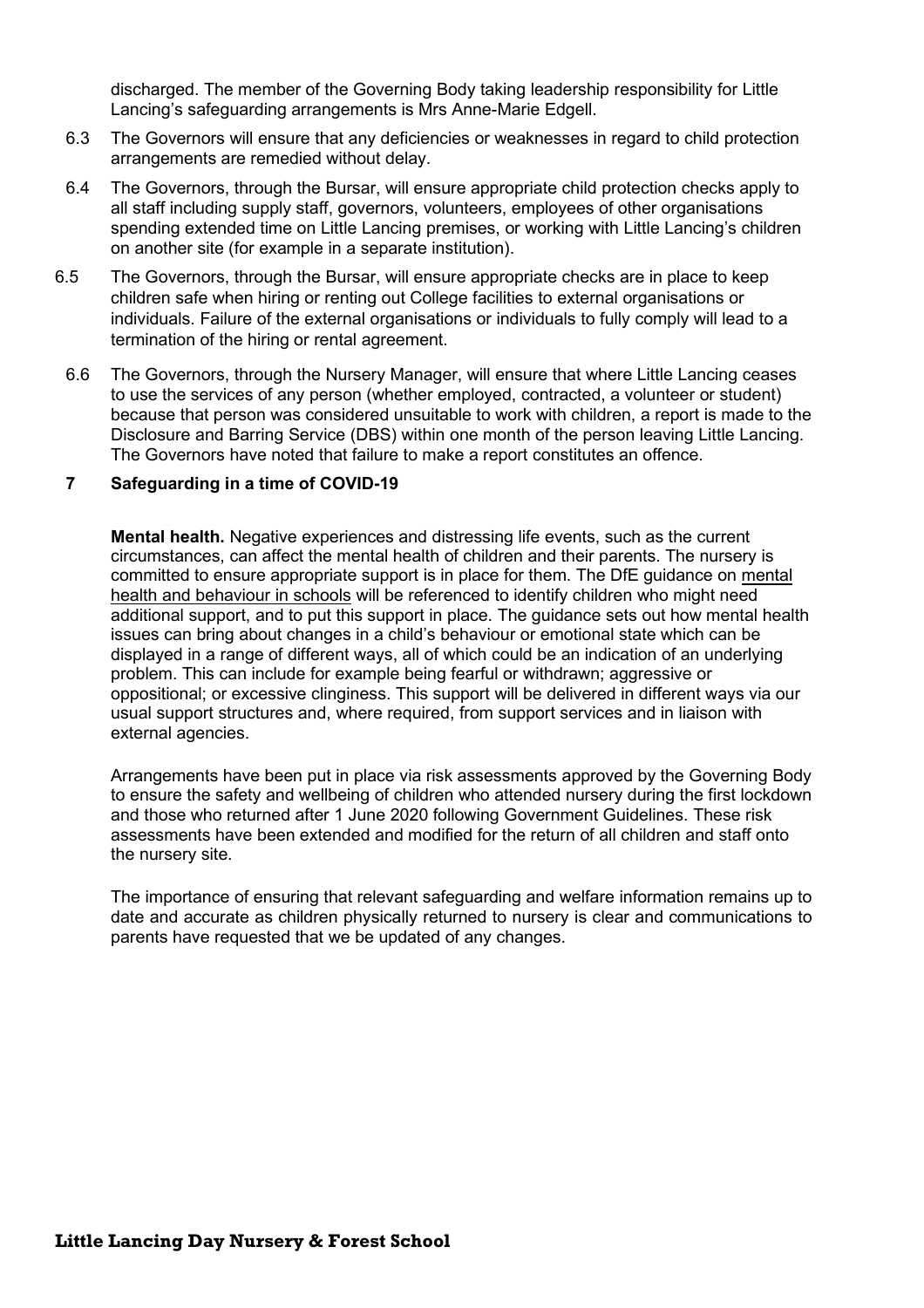discharged. The member of the Governing Body taking leadership responsibility for Little Lancing's safeguarding arrangements is Mrs Anne-Marie Edgell.

6.3 The Governors will ensure that any deficiencies or weaknesses in regard to child protection arrangements are remedied without delay.

6.4 The Governors, through the Bursar, will ensure appropriate child protection checks apply to all staff including supply staff, governors, volunteers, employees of other organisations spending extended time on Little Lancing premises, or working with Little Lancing's children on another site (for example in a separate institution).

6.5 The Governors, through the Bursar, will ensure appropriate checks are in place to keep children safe when hiring or renting out College facilities to external organisations or individuals. Failure of the external organisations or individuals to fully comply will lead to a termination of the hiring or rental agreement.

6.6 The Governors, through the Nursery Manager, will ensure that where Little Lancing ceases to use the services of any person (whether employed, contracted, a volunteer or student) because that person was considered unsuitable to work with children, a report is made to the Disclosure and Barring Service (DBS) within one month of the person leaving Little Lancing. The Governors have noted that failure to make a report constitutes an offence.

## 7 Safeguarding in a time of COVID-19

**Mental health.** Negative experiences and distressing life events, such as the current circumstances, can affect the mental health of children and their parents. The nursery is committed to ensure appropriate support is in place for them. The DfE guidance on mental health and behaviour in schools will be referenced to identify children who might need additional support, and to put this support in place. The guidance sets out how mental health issues can bring about changes in a child's behaviour or emotional state which can be displayed in a range of different ways, all of which could be an indication of an underlying problem. This can include for example being fearful or withdrawn; aggressive or oppositional; or excessive clinginess. This support will be delivered in different ways via our usual support structures and, where required, from support services and in liaison with external agencies.

Arrangements have been put in place via risk assessments approved by the Governing Body to ensure the safety and wellbeing of children who attended nursery during the first lockdown and those who returned after 1 June 2020 following Government Guidelines. These risk assessments have been extended and modified for the return of all children and staff onto the nursery site.

The importance of ensuring that relevant safeguarding and welfare information remains up to date and accurate as children physically returned to nursery is clear and communications to parents have requested that we be updated of any changes.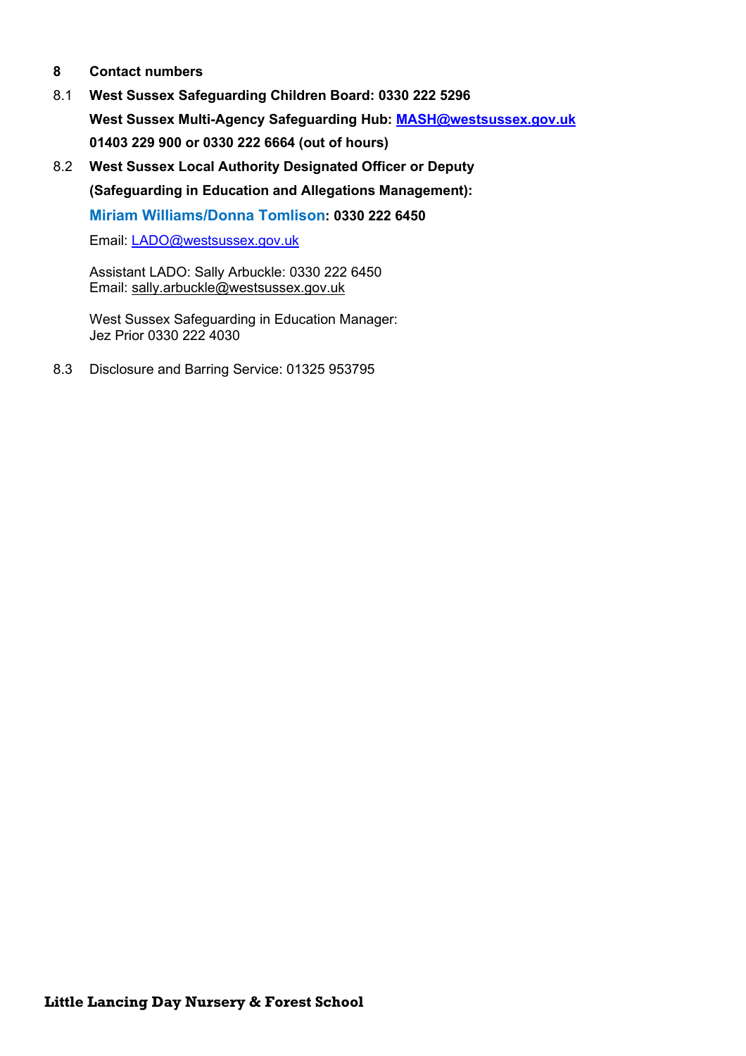## 8 Contact numbers

8.1 **West Sussex Safeguarding Children Board: 0330 222 5296**

**West Sussex Multi-Agency Safeguarding Hub: MASH@westsussex.gov.uk**

**01403 229 900 or 0330 222 6664 (out of hours)**

8.2 **West Sussex Local Authority Designated Officer or Deputy (Safeguarding in Education and Allegations Management):**

**Miriam Williams/Donna Tomlison: 0330 222 6450**

Email: LADO@westsussex.gov.uk

Assistant LADO: Sally Arbuckle: 0330 222 6450
Email: sally.arbuckle@westsussex.gov.uk

West Sussex Safeguarding in Education Manager:
Jez Prior 0330 222 4030

8.3 Disclosure and Barring Service: 01325 953795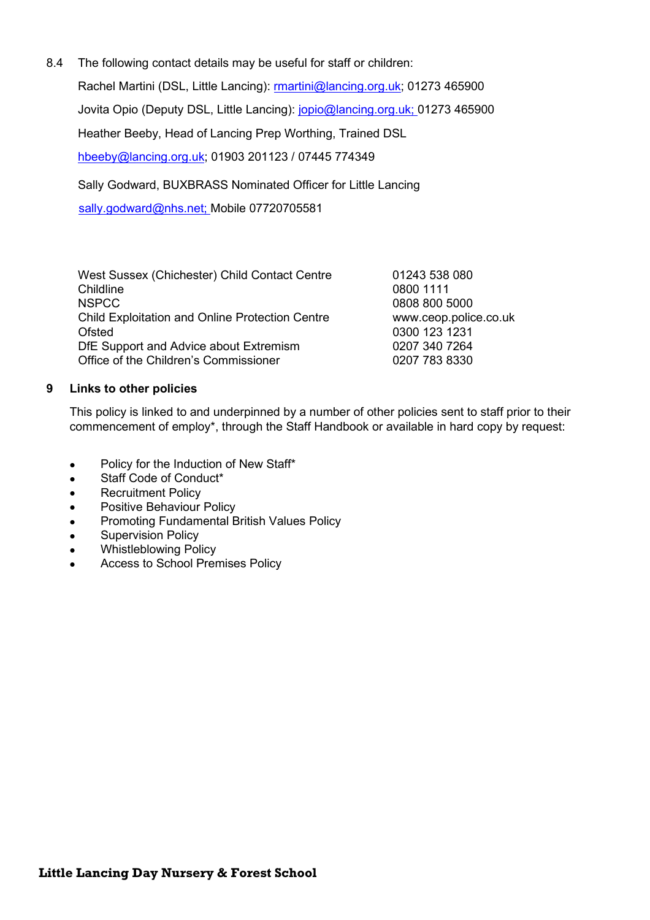8.4 The following contact details may be useful for staff or children:

Rachel Martini (DSL, Little Lancing): rmartini@lancing.org.uk; 01273 465900

Jovita Opio (Deputy DSL, Little Lancing): jopio@lancing.org.uk; 01273 465900

Heather Beeby, Head of Lancing Prep Worthing, Trained DSL

hbeeby@lancing.org.uk; 01903 201123 / 07445 774349

Sally Godward, BUXBRASS Nominated Officer for Little Lancing

sally.godward@nhs.net; Mobile 07720705581

| | |
|---|---|
| West Sussex (Chichester) Child Contact Centre | 01243 538 080 |
| Childline | 0800 1111 |
| NSPCC | 0808 800 5000 |
| Child Exploitation and Online Protection Centre | www.ceop.police.co.uk |
| Ofsted | 0300 123 1231 |
| DfE Support and Advice about Extremism | 0207 340 7264 |
| Office of the Children's Commissioner | 0207 783 8330 |

## 9 Links to other policies

This policy is linked to and underpinned by a number of other policies sent to staff prior to their commencement of employ*, through the Staff Handbook or available in hard copy by request:

- Policy for the Induction of New Staff*
- Staff Code of Conduct*
- Recruitment Policy
- Positive Behaviour Policy
- Promoting Fundamental British Values Policy
- Supervision Policy
- Whistleblowing Policy
- Access to School Premises Policy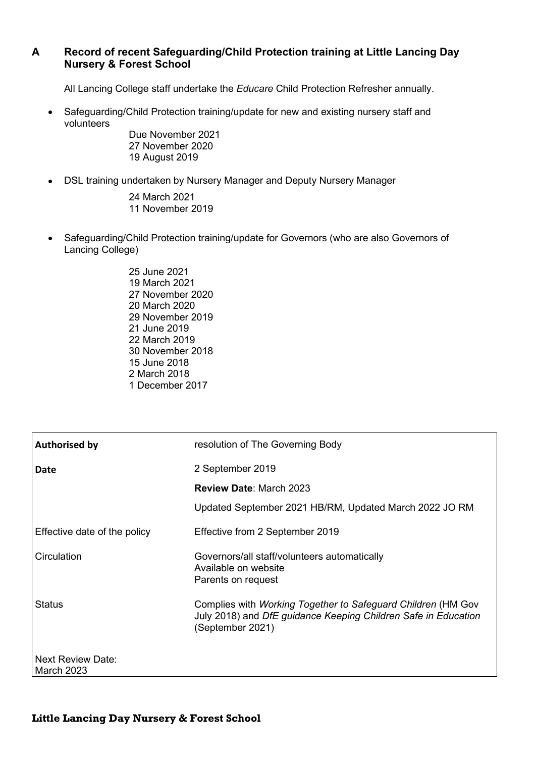## A Record of recent Safeguarding/Child Protection training at Little Lancing Day Nursery & Forest School

All Lancing College staff undertake the *Educare* Child Protection Refresher annually.

- Safeguarding/Child Protection training/update for new and existing nursery staff and volunteers

  Due November 2021
  27 November 2020
  19 August 2019

- DSL training undertaken by Nursery Manager and Deputy Nursery Manager

  24 March 2021
  11 November 2019

- Safeguarding/Child Protection training/update for Governors (who are also Governors of Lancing College)

  25 June 2021
  19 March 2021
  27 November 2020
  20 March 2020
  29 November 2019
  21 June 2019
  22 March 2019
  30 November 2018
  15 June 2018
  2 March 2018
  1 December 2017

| | |
|---|---|
| **Authorised by** | resolution of The Governing Body |
| **Date** | 2 September 2019 |
| | **Review Date**: March 2023 |
| | Updated September 2021 HB/RM, Updated March 2022 JO RM |
| Effective date of the policy | Effective from 2 September 2019 |
| Circulation | Governors/all staff/volunteers automatically<br>Available on website<br>Parents on request |
| Status | Complies with *Working Together to Safeguard Children* (HM Gov July 2018) and *DfE guidance Keeping Children Safe in Education* (September 2021) |
| Next Review Date:<br>March 2023 | |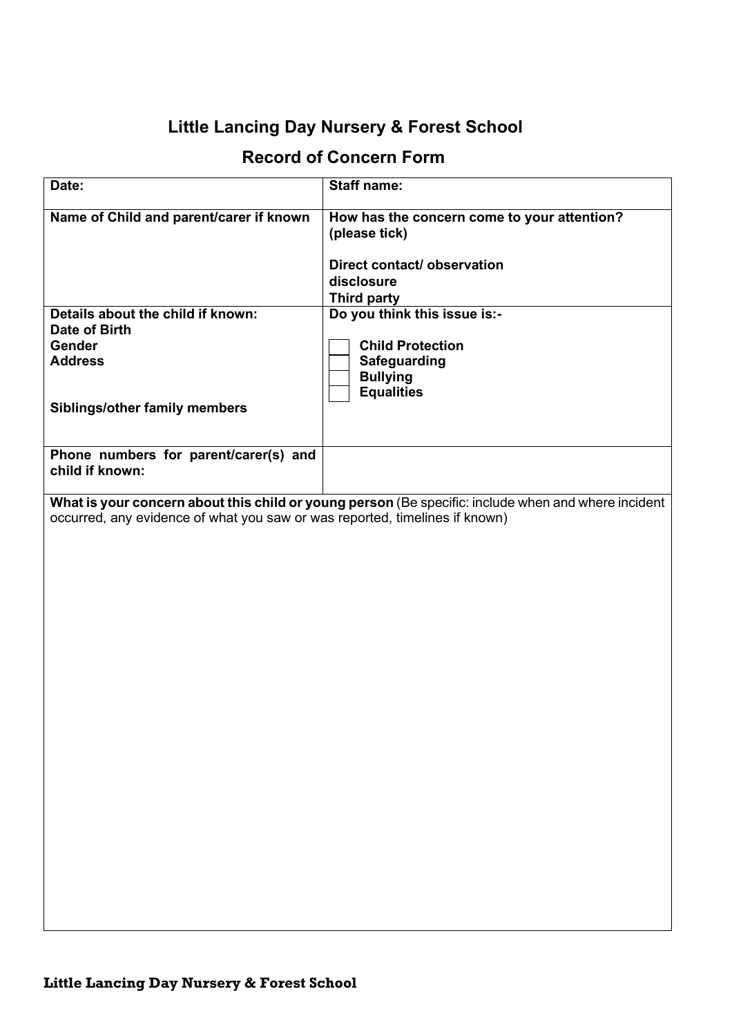## Little Lancing Day Nursery & Forest School

## Record of Concern Form

| **Date:** | **Staff name:** |
|---|---|
| **Name of Child and parent/carer if known** | **How has the concern come to your attention? (please tick)**<br><br>**Direct contact/ observation**<br>**disclosure**<br>**Third party** |
| **Details about the child if known:**<br>**Date of Birth**<br>**Gender**<br>**Address**<br><br>**Siblings/other family members** | **Do you think this issue is:-**<br><br>☐ **Child Protection**<br>☐ **Safeguarding**<br>☐ **Bullying**<br>☐ **Equalities** |
| **Phone numbers for parent/carer(s) and child if known:** | |

**What is your concern about this child or young person** (Be specific: include when and where incident occurred, any evidence of what you saw or was reported, timelines if known)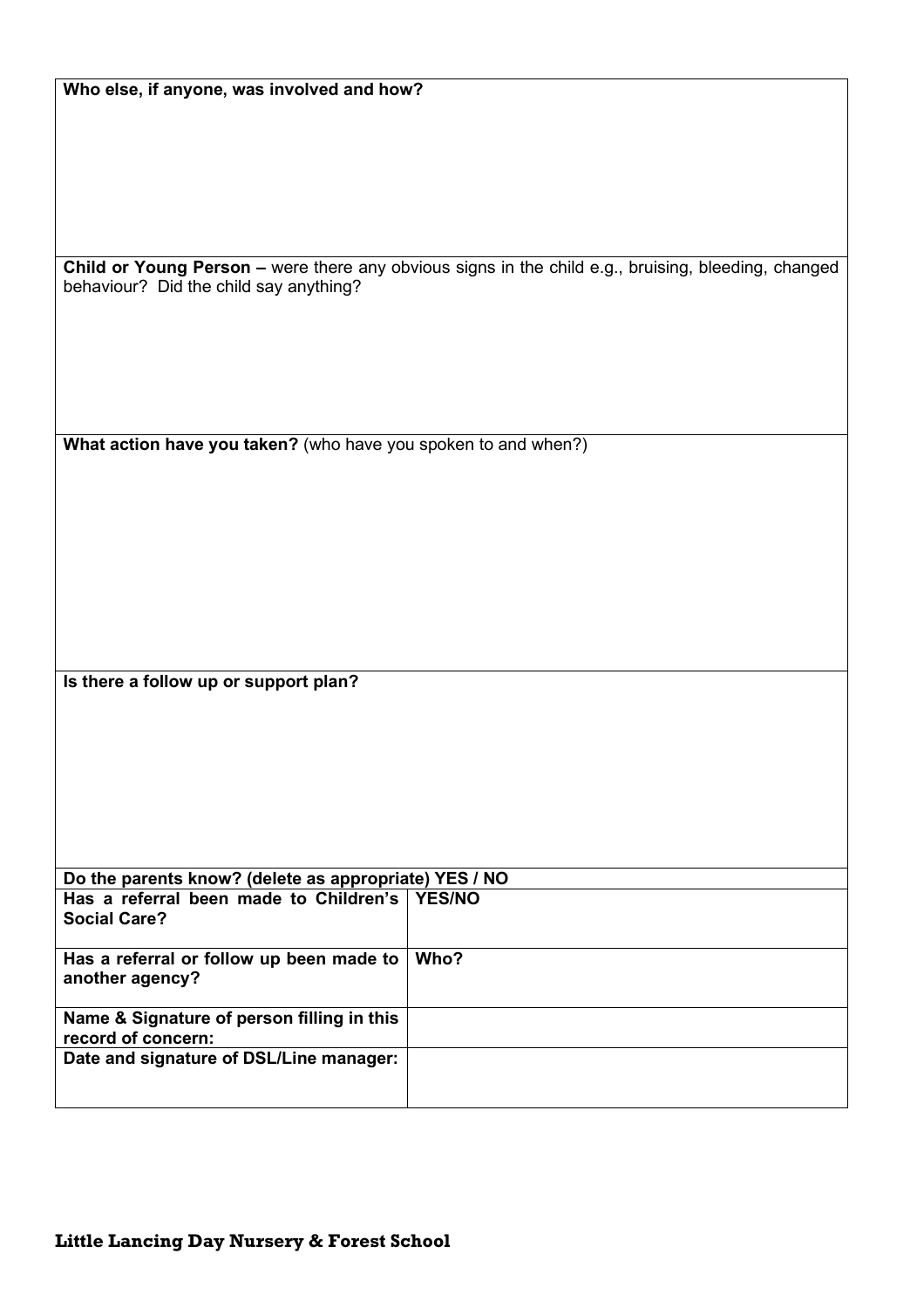| **Who else, if anyone, was involved and how?** |
|---|
| |

| **Child or Young Person –** were there any obvious signs in the child e.g., bruising, bleeding, changed behaviour? Did the child say anything? |
|---|
| |

| **What action have you taken?** (who have you spoken to and when?) |
|---|
| |

| **Is there a follow up or support plan?** |
|---|
| |

| **Do the parents know? (delete as appropriate) YES / NO** | |
|---|---|
| **Has a referral been made to Children's Social Care?** | **YES/NO** |
| **Has a referral or follow up been made to another agency?** | **Who?** |
| **Name & Signature of person filling in this record of concern:** | |
| **Date and signature of DSL/Line manager:** | |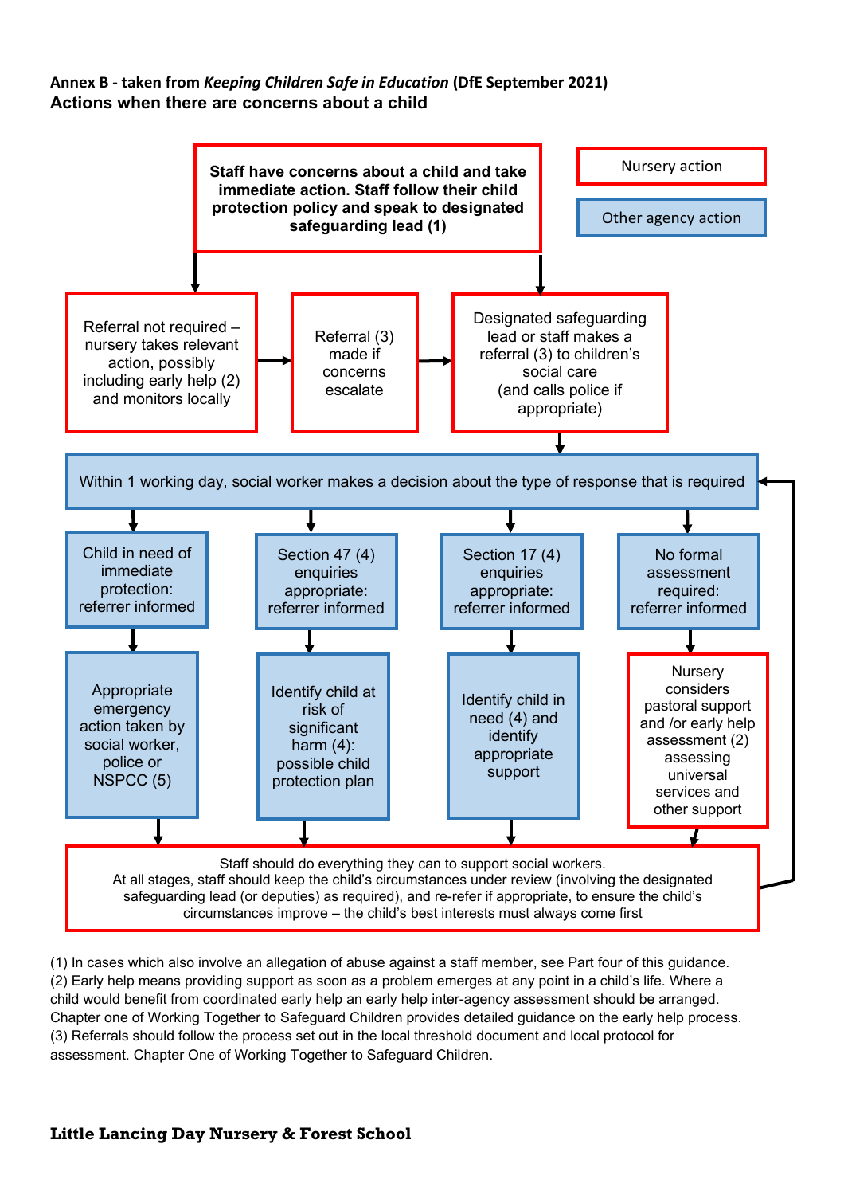**Annex B - taken from *Keeping Children Safe in Education* (DfE September 2021)**

**Actions when there are concerns about a child**

Nursery action

Other agency action

**Staff have concerns about a child and take immediate action. Staff follow their child protection policy and speak to designated safeguarding lead (1)**

Referral not required – nursery takes relevant action, possibly including early help (2) and monitors locally

Referral (3) made if concerns escalate

Designated safeguarding lead or staff makes a referral (3) to children's social care (and calls police if appropriate)

Within 1 working day, social worker makes a decision about the type of response that is required

Child in need of immediate protection: referrer informed

Appropriate emergency action taken by social worker, police or NSPCC (5)

Section 47 (4) enquiries appropriate: referrer informed

Identify child at risk of significant harm (4): possible child protection plan

Section 17 (4) enquiries appropriate: referrer informed

Identify child in need (4) and identify appropriate support

No formal assessment required: referrer informed

Nursery considers pastoral support and /or early help assessment (2) assessing universal services and other support

Staff should do everything they can to support social workers. At all stages, staff should keep the child's circumstances under review (involving the designated safeguarding lead (or deputies) as required), and re-refer if appropriate, to ensure the child's circumstances improve – the child's best interests must always come first

(1) In cases which also involve an allegation of abuse against a staff member, see Part four of this guidance.
(2) Early help means providing support as soon as a problem emerges at any point in a child's life. Where a child would benefit from coordinated early help an early help inter-agency assessment should be arranged. Chapter one of Working Together to Safeguard Children provides detailed guidance on the early help process.
(3) Referrals should follow the process set out in the local threshold document and local protocol for assessment. Chapter One of Working Together to Safeguard Children.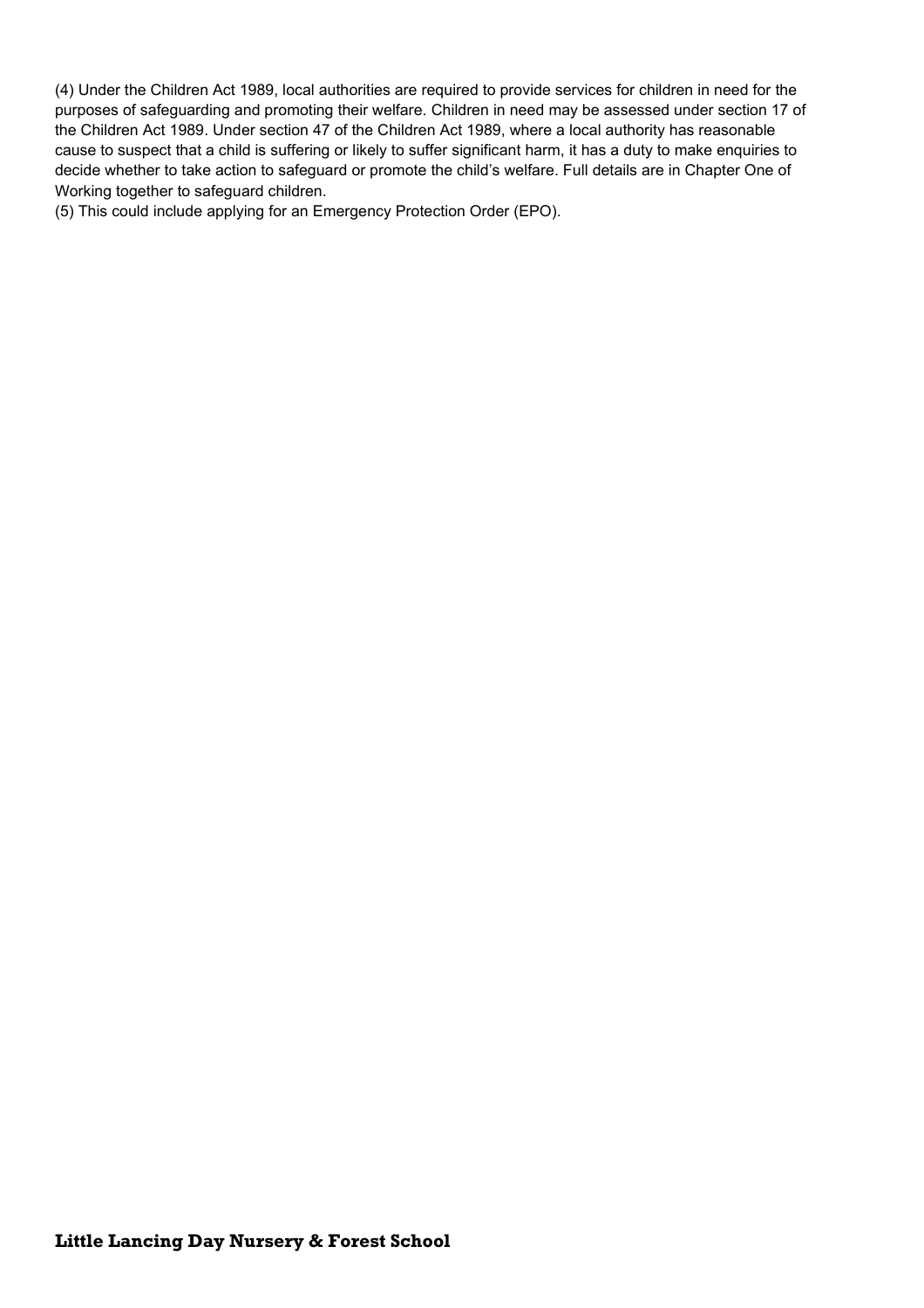(4) Under the Children Act 1989, local authorities are required to provide services for children in need for the purposes of safeguarding and promoting their welfare. Children in need may be assessed under section 17 of the Children Act 1989. Under section 47 of the Children Act 1989, where a local authority has reasonable cause to suspect that a child is suffering or likely to suffer significant harm, it has a duty to make enquiries to decide whether to take action to safeguard or promote the child's welfare. Full details are in Chapter One of Working together to safeguard children.

(5) This could include applying for an Emergency Protection Order (EPO).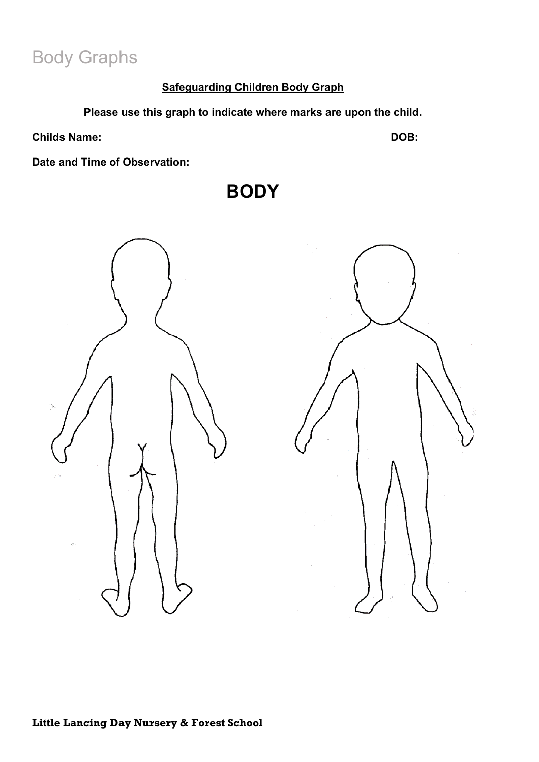# Body Graphs

**Safeguarding Children Body Graph**

**Please use this graph to indicate where marks are upon the child.**

**Childs Name:** **DOB:**

**Date and Time of Observation:**

## BODY

**Little Lancing Day Nursery & Forest School**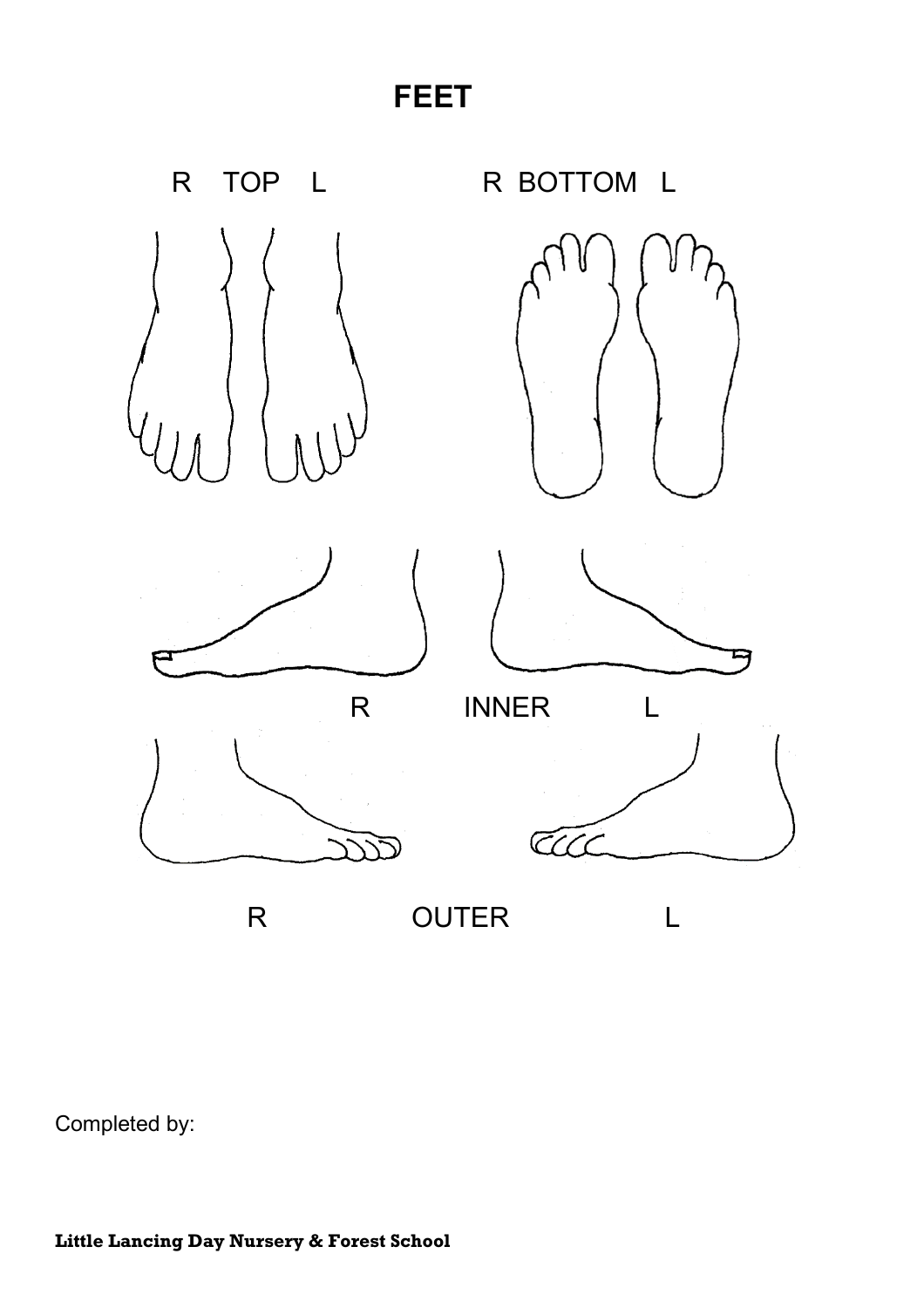# FEET

R TOP L

R BOTTOM L

R INNER L

R OUTER L

Completed by: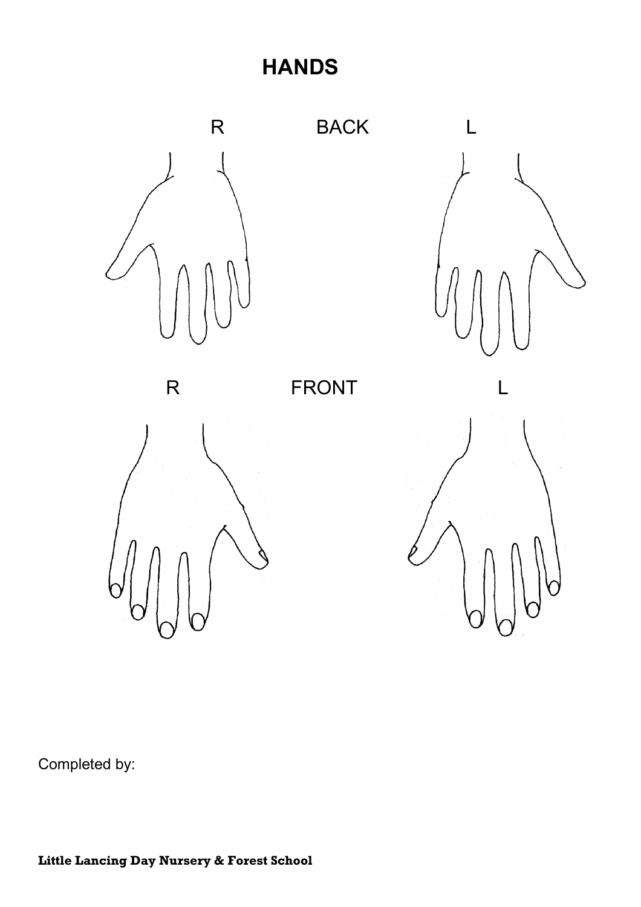# HANDS

R BACK L

R FRONT L

Completed by:

**Little Lancing Day Nursery & Forest School**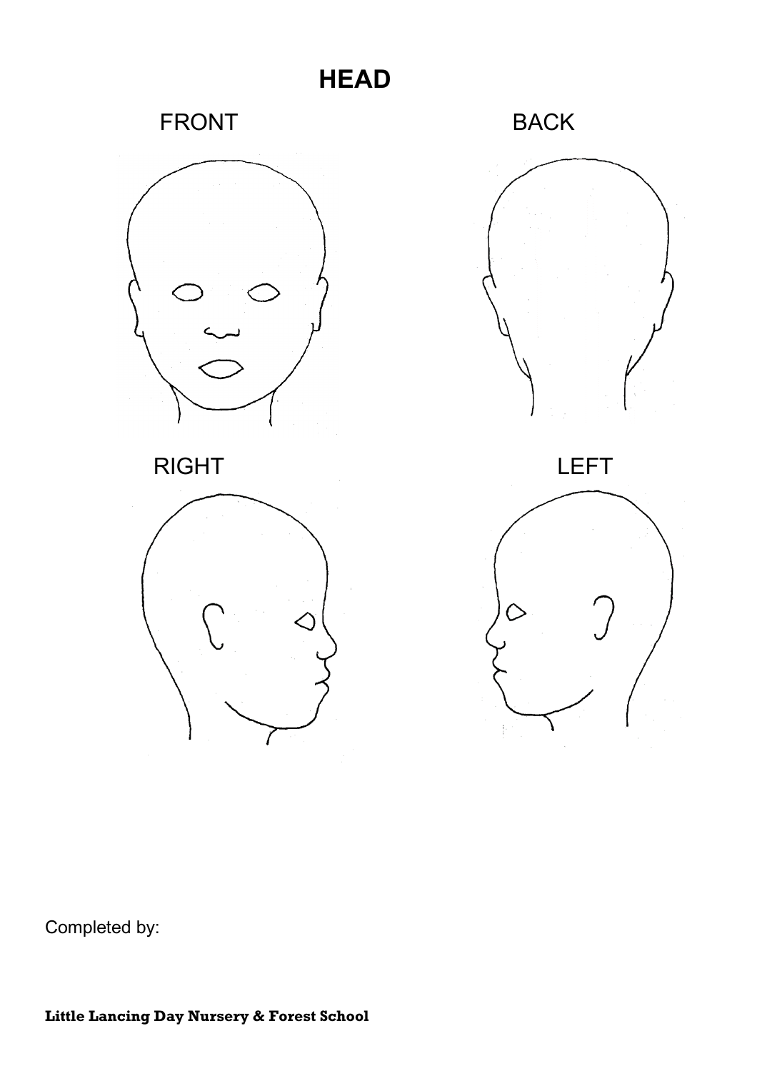# HEAD

FRONT

BACK

RIGHT

LEFT

Completed by:

**Little Lancing Day Nursery & Forest School**